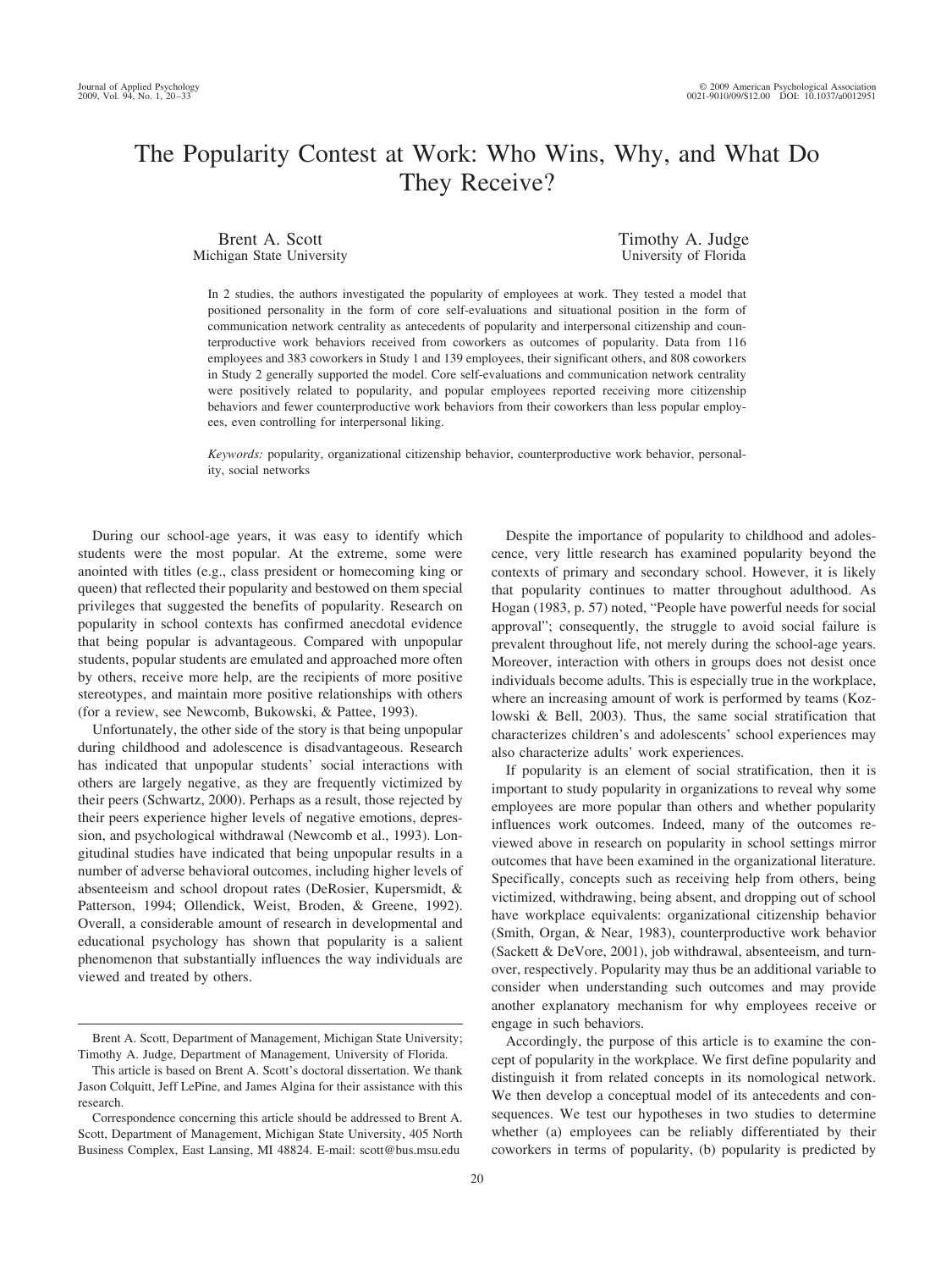# The Popularity Contest at Work: Who Wins, Why, and What Do They Receive?

Brent A. Scott
Michigan State University

Timothy A. Judge
University of Florida

In 2 studies, the authors investigated the popularity of employees at work. They tested a model that positioned personality in the form of core self-evaluations and situational position in the form of communication network centrality as antecedents of popularity and interpersonal citizenship and counterproductive work behaviors received from coworkers as outcomes of popularity. Data from 116 employees and 383 coworkers in Study 1 and 139 employees, their significant others, and 808 coworkers in Study 2 generally supported the model. Core self-evaluations and communication network centrality were positively related to popularity, and popular employees reported receiving more citizenship behaviors and fewer counterproductive work behaviors from their coworkers than less popular employees, even controlling for interpersonal liking.

*Keywords:* popularity, organizational citizenship behavior, counterproductive work behavior, personality, social networks

During our school-age years, it was easy to identify which students were the most popular. At the extreme, some were anointed with titles (e.g., class president or homecoming king or queen) that reflected their popularity and bestowed on them special privileges that suggested the benefits of popularity. Research on popularity in school contexts has confirmed anecdotal evidence that being popular is advantageous. Compared with unpopular students, popular students are emulated and approached more often by others, receive more help, are the recipients of more positive stereotypes, and maintain more positive relationships with others (for a review, see Newcomb, Bukowski, & Pattee, 1993).

Unfortunately, the other side of the story is that being unpopular during childhood and adolescence is disadvantageous. Research has indicated that unpopular students' social interactions with others are largely negative, as they are frequently victimized by their peers (Schwartz, 2000). Perhaps as a result, those rejected by their peers experience higher levels of negative emotions, depression, and psychological withdrawal (Newcomb et al., 1993). Longitudinal studies have indicated that being unpopular results in a number of adverse behavioral outcomes, including higher levels of absenteeism and school dropout rates (DeRosier, Kupersmidt, & Patterson, 1994; Ollendick, Weist, Broden, & Greene, 1992). Overall, a considerable amount of research in developmental and educational psychology has shown that popularity is a salient phenomenon that substantially influences the way individuals are viewed and treated by others.

Despite the importance of popularity to childhood and adolescence, very little research has examined popularity beyond the contexts of primary and secondary school. However, it is likely that popularity continues to matter throughout adulthood. As Hogan (1983, p. 57) noted, "People have powerful needs for social approval"; consequently, the struggle to avoid social failure is prevalent throughout life, not merely during the school-age years. Moreover, interaction with others in groups does not desist once individuals become adults. This is especially true in the workplace, where an increasing amount of work is performed by teams (Kozlowski & Bell, 2003). Thus, the same social stratification that characterizes children's and adolescents' school experiences may also characterize adults' work experiences.

If popularity is an element of social stratification, then it is important to study popularity in organizations to reveal why some employees are more popular than others and whether popularity influences work outcomes. Indeed, many of the outcomes reviewed above in research on popularity in school settings mirror outcomes that have been examined in the organizational literature. Specifically, concepts such as receiving help from others, being victimized, withdrawing, being absent, and dropping out of school have workplace equivalents: organizational citizenship behavior (Smith, Organ, & Near, 1983), counterproductive work behavior (Sackett & DeVore, 2001), job withdrawal, absenteeism, and turnover, respectively. Popularity may thus be an additional variable to consider when understanding such outcomes and may provide another explanatory mechanism for why employees receive or engage in such behaviors.

Accordingly, the purpose of this article is to examine the concept of popularity in the workplace. We first define popularity and distinguish it from related concepts in its nomological network. We then develop a conceptual model of its antecedents and consequences. We test our hypotheses in two studies to determine whether (a) employees can be reliably differentiated by their coworkers in terms of popularity, (b) popularity is predicted by

---

Brent A. Scott, Department of Management, Michigan State University; Timothy A. Judge, Department of Management, University of Florida.

This article is based on Brent A. Scott's doctoral dissertation. We thank Jason Colquitt, Jeff LePine, and James Algina for their assistance with this research.

Correspondence concerning this article should be addressed to Brent A. Scott, Department of Management, Michigan State University, 405 North Business Complex, East Lansing, MI 48824. E-mail: scott@bus.msu.edu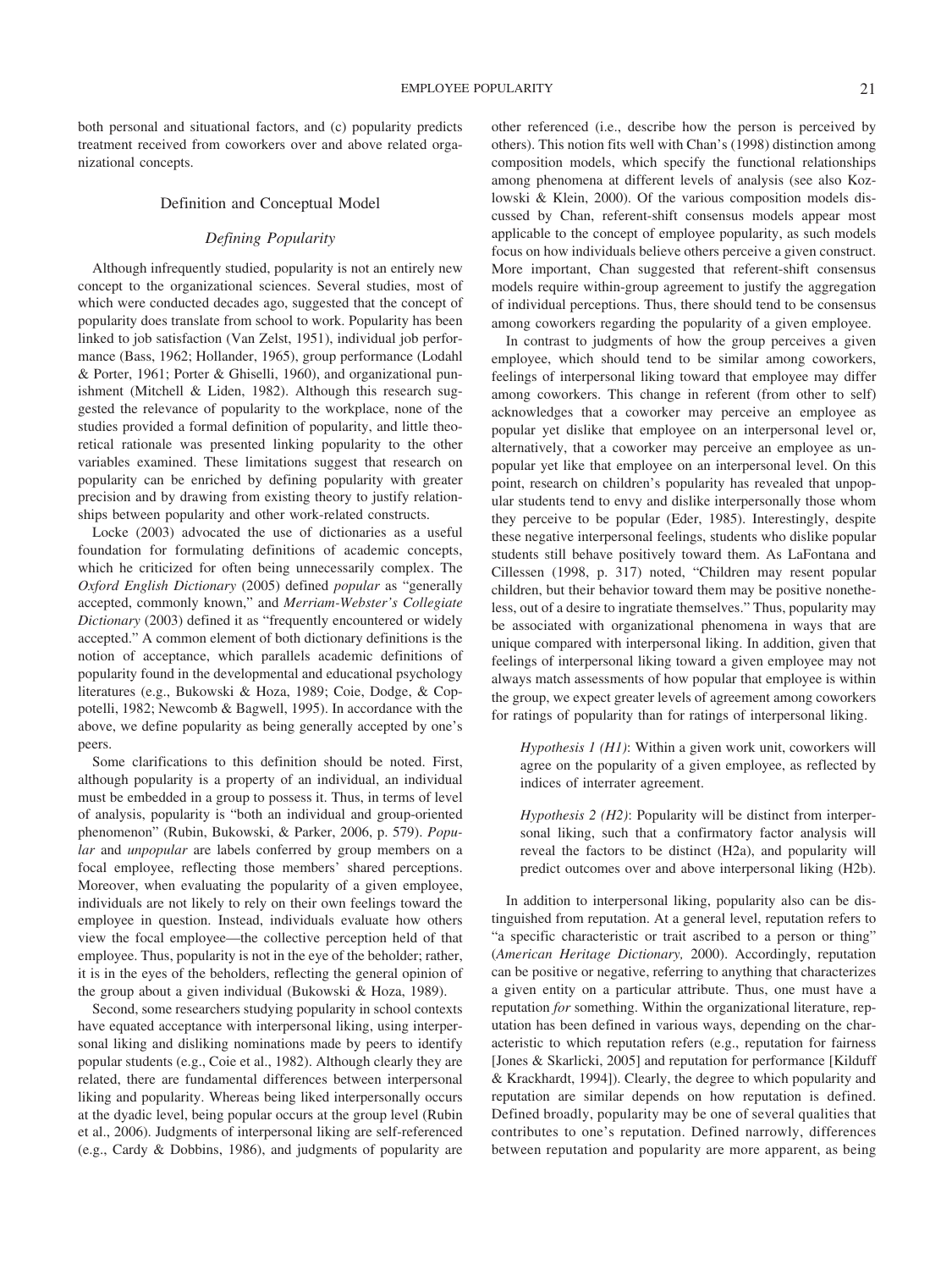both personal and situational factors, and (c) popularity predicts treatment received from coworkers over and above related organizational concepts.

## Definition and Conceptual Model

### *Defining Popularity*

Although infrequently studied, popularity is not an entirely new concept to the organizational sciences. Several studies, most of which were conducted decades ago, suggested that the concept of popularity does translate from school to work. Popularity has been linked to job satisfaction (Van Zelst, 1951), individual job performance (Bass, 1962; Hollander, 1965), group performance (Lodahl & Porter, 1961; Porter & Ghiselli, 1960), and organizational punishment (Mitchell & Liden, 1982). Although this research suggested the relevance of popularity to the workplace, none of the studies provided a formal definition of popularity, and little theoretical rationale was presented linking popularity to the other variables examined. These limitations suggest that research on popularity can be enriched by defining popularity with greater precision and by drawing from existing theory to justify relationships between popularity and other work-related constructs.

Locke (2003) advocated the use of dictionaries as a useful foundation for formulating definitions of academic concepts, which he criticized for often being unnecessarily complex. The *Oxford English Dictionary* (2005) defined *popular* as "generally accepted, commonly known," and *Merriam-Webster's Collegiate Dictionary* (2003) defined it as "frequently encountered or widely accepted." A common element of both dictionary definitions is the notion of acceptance, which parallels academic definitions of popularity found in the developmental and educational psychology literatures (e.g., Bukowski & Hoza, 1989; Coie, Dodge, & Coppotelli, 1982; Newcomb & Bagwell, 1995). In accordance with the above, we define popularity as being generally accepted by one's peers.

Some clarifications to this definition should be noted. First, although popularity is a property of an individual, an individual must be embedded in a group to possess it. Thus, in terms of level of analysis, popularity is "both an individual and group-oriented phenomenon" (Rubin, Bukowski, & Parker, 2006, p. 579). *Popular* and *unpopular* are labels conferred by group members on a focal employee, reflecting those members' shared perceptions. Moreover, when evaluating the popularity of a given employee, individuals are not likely to rely on their own feelings toward the employee in question. Instead, individuals evaluate how others view the focal employee—the collective perception held of that employee. Thus, popularity is not in the eye of the beholder; rather, it is in the eyes of the beholders, reflecting the general opinion of the group about a given individual (Bukowski & Hoza, 1989).

Second, some researchers studying popularity in school contexts have equated acceptance with interpersonal liking, using interpersonal liking and disliking nominations made by peers to identify popular students (e.g., Coie et al., 1982). Although clearly they are related, there are fundamental differences between interpersonal liking and popularity. Whereas being liked interpersonally occurs at the dyadic level, being popular occurs at the group level (Rubin et al., 2006). Judgments of interpersonal liking are self-referenced (e.g., Cardy & Dobbins, 1986), and judgments of popularity are other referenced (i.e., describe how the person is perceived by others). This notion fits well with Chan's (1998) distinction among composition models, which specify the functional relationships among phenomena at different levels of analysis (see also Kozlowski & Klein, 2000). Of the various composition models discussed by Chan, referent-shift consensus models appear most applicable to the concept of employee popularity, as such models focus on how individuals believe others perceive a given construct. More important, Chan suggested that referent-shift consensus models require within-group agreement to justify the aggregation of individual perceptions. Thus, there should tend to be consensus among coworkers regarding the popularity of a given employee.

In contrast to judgments of how the group perceives a given employee, which should tend to be similar among coworkers, feelings of interpersonal liking toward that employee may differ among coworkers. This change in referent (from other to self) acknowledges that a coworker may perceive an employee as popular yet dislike that employee on an interpersonal level or, alternatively, that a coworker may perceive an employee as unpopular yet like that employee on an interpersonal level. On this point, research on children's popularity has revealed that unpopular students tend to envy and dislike interpersonally those whom they perceive to be popular (Eder, 1985). Interestingly, despite these negative interpersonal feelings, students who dislike popular students still behave positively toward them. As LaFontana and Cillessen (1998, p. 317) noted, "Children may resent popular children, but their behavior toward them may be positive nonetheless, out of a desire to ingratiate themselves." Thus, popularity may be associated with organizational phenomena in ways that are unique compared with interpersonal liking. In addition, given that feelings of interpersonal liking toward a given employee may not always match assessments of how popular that employee is within the group, we expect greater levels of agreement among coworkers for ratings of popularity than for ratings of interpersonal liking.

> *Hypothesis 1 (H1)*: Within a given work unit, coworkers will agree on the popularity of a given employee, as reflected by indices of interrater agreement.

> *Hypothesis 2 (H2)*: Popularity will be distinct from interpersonal liking, such that a confirmatory factor analysis will reveal the factors to be distinct (H2a), and popularity will predict outcomes over and above interpersonal liking (H2b).

In addition to interpersonal liking, popularity also can be distinguished from reputation. At a general level, reputation refers to "a specific characteristic or trait ascribed to a person or thing" (*American Heritage Dictionary,* 2000). Accordingly, reputation can be positive or negative, referring to anything that characterizes a given entity on a particular attribute. Thus, one must have a reputation *for* something. Within the organizational literature, reputation has been defined in various ways, depending on the characteristic to which reputation refers (e.g., reputation for fairness [Jones & Skarlicki, 2005] and reputation for performance [Kilduff & Krackhardt, 1994]). Clearly, the degree to which popularity and reputation are similar depends on how reputation is defined. Defined broadly, popularity may be one of several qualities that contributes to one's reputation. Defined narrowly, differences between reputation and popularity are more apparent, as being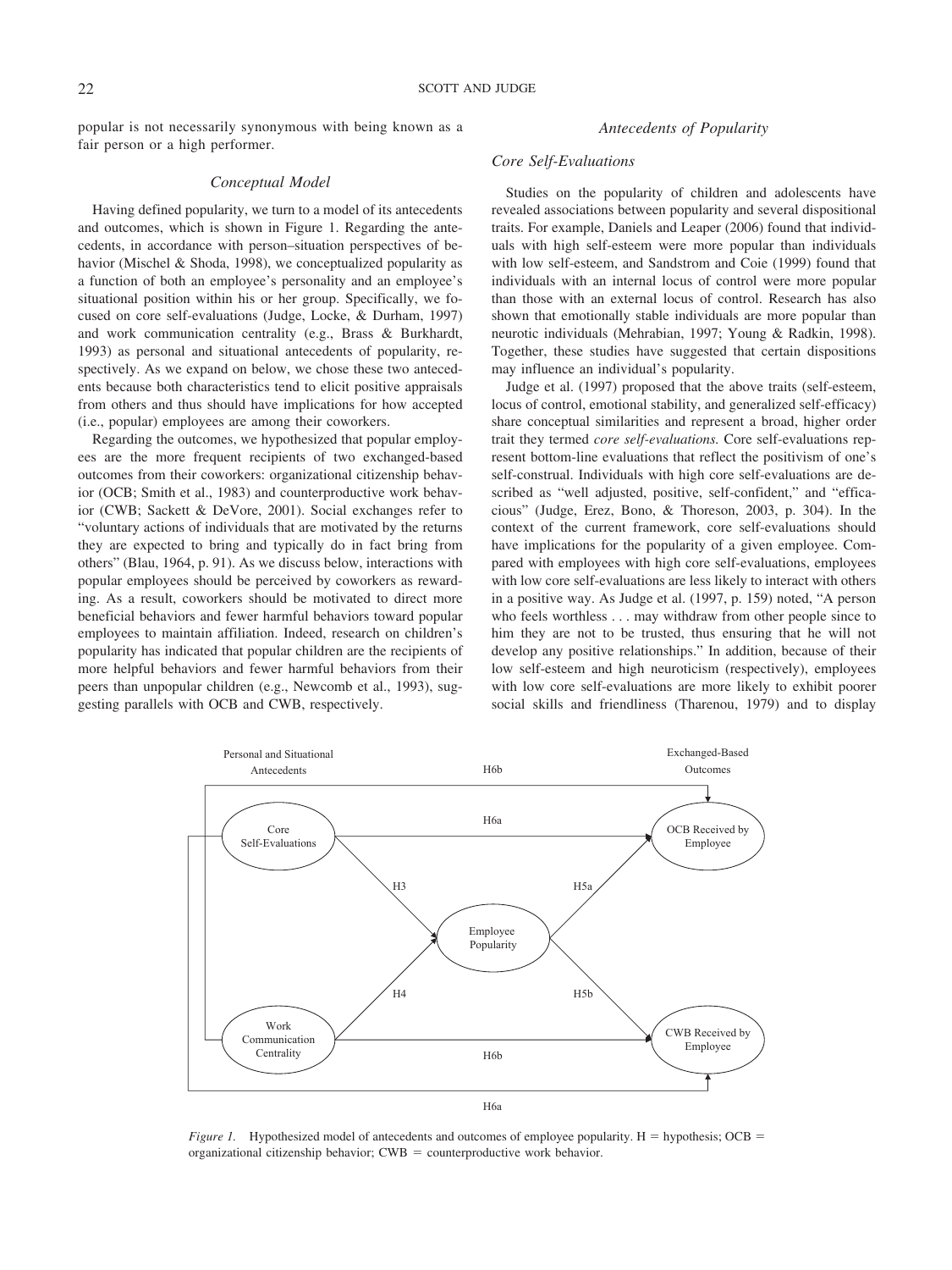popular is not necessarily synonymous with being known as a fair person or a high performer.

### Conceptual Model

Having defined popularity, we turn to a model of its antecedents and outcomes, which is shown in Figure 1. Regarding the antecedents, in accordance with person–situation perspectives of behavior (Mischel & Shoda, 1998), we conceptualized popularity as a function of both an employee's personality and an employee's situational position within his or her group. Specifically, we focused on core self-evaluations (Judge, Locke, & Durham, 1997) and work communication centrality (e.g., Brass & Burkhardt, 1993) as personal and situational antecedents of popularity, respectively. As we expand on below, we chose these two antecedents because both characteristics tend to elicit positive appraisals from others and thus should have implications for how accepted (i.e., popular) employees are among their coworkers.

Regarding the outcomes, we hypothesized that popular employees are the more frequent recipients of two exchanged-based outcomes from their coworkers: organizational citizenship behavior (OCB; Smith et al., 1983) and counterproductive work behavior (CWB; Sackett & DeVore, 2001). Social exchanges refer to "voluntary actions of individuals that are motivated by the returns they are expected to bring and typically do in fact bring from others" (Blau, 1964, p. 91). As we discuss below, interactions with popular employees should be perceived by coworkers as rewarding. As a result, coworkers should be motivated to direct more beneficial behaviors and fewer harmful behaviors toward popular employees to maintain affiliation. Indeed, research on children's popularity has indicated that popular children are the recipients of more helpful behaviors and fewer harmful behaviors from their peers than unpopular children (e.g., Newcomb et al., 1993), suggesting parallels with OCB and CWB, respectively.

### Antecedents of Popularity

#### Core Self-Evaluations

Studies on the popularity of children and adolescents have revealed associations between popularity and several dispositional traits. For example, Daniels and Leaper (2006) found that individuals with high self-esteem were more popular than individuals with low self-esteem, and Sandstrom and Coie (1999) found that individuals with an internal locus of control were more popular than those with an external locus of control. Research has also shown that emotionally stable individuals are more popular than neurotic individuals (Mehrabian, 1997; Young & Radkin, 1998). Together, these studies have suggested that certain dispositions may influence an individual's popularity.

Judge et al. (1997) proposed that the above traits (self-esteem, locus of control, emotional stability, and generalized self-efficacy) share conceptual similarities and represent a broad, higher order trait they termed *core self-evaluations.* Core self-evaluations represent bottom-line evaluations that reflect the positivism of one's self-construal. Individuals with high core self-evaluations are described as "well adjusted, positive, self-confident," and "efficacious" (Judge, Erez, Bono, & Thoreson, 2003, p. 304). In the context of the current framework, core self-evaluations should have implications for the popularity of a given employee. Compared with employees with high core self-evaluations, employees with low core self-evaluations are less likely to interact with others in a positive way. As Judge et al. (1997, p. 159) noted, "A person who feels worthless . . . may withdraw from other people since to him they are not to be trusted, thus ensuring that he will not develop any positive relationships." In addition, because of their low self-esteem and high neuroticism (respectively), employees with low core self-evaluations are more likely to exhibit poorer social skills and friendliness (Tharenou, 1979) and to display

*Figure 1.* Hypothesized model of antecedents and outcomes of employee popularity. H = hypothesis; OCB = organizational citizenship behavior; CWB = counterproductive work behavior.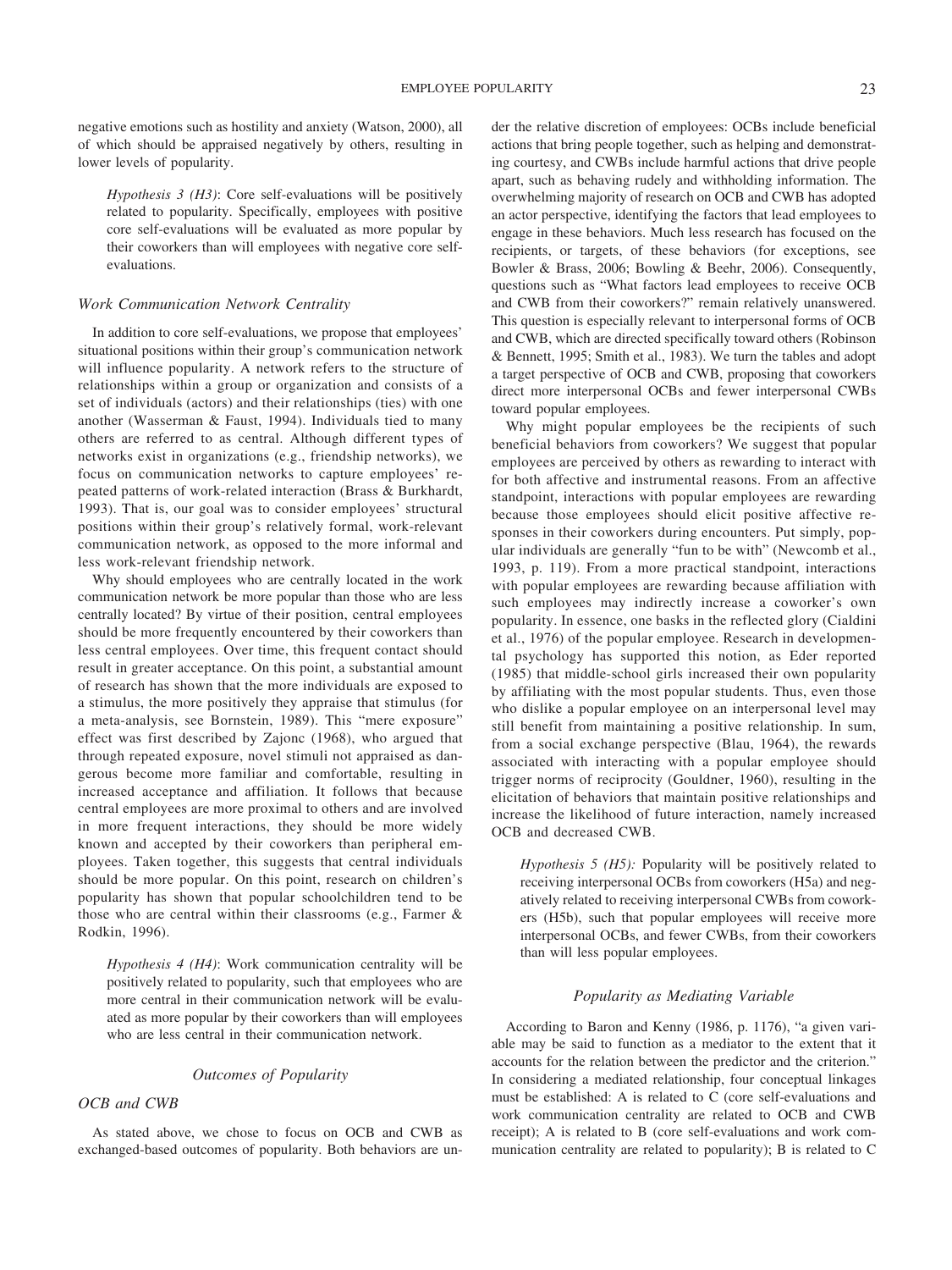negative emotions such as hostility and anxiety (Watson, 2000), all of which should be appraised negatively by others, resulting in lower levels of popularity.

> *Hypothesis 3 (H3)*: Core self-evaluations will be positively related to popularity. Specifically, employees with positive core self-evaluations will be evaluated as more popular by their coworkers than will employees with negative core self-evaluations.

### *Work Communication Network Centrality*

In addition to core self-evaluations, we propose that employees' situational positions within their group's communication network will influence popularity. A network refers to the structure of relationships within a group or organization and consists of a set of individuals (actors) and their relationships (ties) with one another (Wasserman & Faust, 1994). Individuals tied to many others are referred to as central. Although different types of networks exist in organizations (e.g., friendship networks), we focus on communication networks to capture employees' repeated patterns of work-related interaction (Brass & Burkhardt, 1993). That is, our goal was to consider employees' structural positions within their group's relatively formal, work-relevant communication network, as opposed to the more informal and less work-relevant friendship network.

Why should employees who are centrally located in the work communication network be more popular than those who are less centrally located? By virtue of their position, central employees should be more frequently encountered by their coworkers than less central employees. Over time, this frequent contact should result in greater acceptance. On this point, a substantial amount of research has shown that the more individuals are exposed to a stimulus, the more positively they appraise that stimulus (for a meta-analysis, see Bornstein, 1989). This "mere exposure" effect was first described by Zajonc (1968), who argued that through repeated exposure, novel stimuli not appraised as dangerous become more familiar and comfortable, resulting in increased acceptance and affiliation. It follows that because central employees are more proximal to others and are involved in more frequent interactions, they should be more widely known and accepted by their coworkers than peripheral employees. Taken together, this suggests that central individuals should be more popular. On this point, research on children's popularity has shown that popular schoolchildren tend to be those who are central within their classrooms (e.g., Farmer & Rodkin, 1996).

> *Hypothesis 4 (H4)*: Work communication centrality will be positively related to popularity, such that employees who are more central in their communication network will be evaluated as more popular by their coworkers than will employees who are less central in their communication network.

## *Outcomes of Popularity*

### *OCB and CWB*

As stated above, we chose to focus on OCB and CWB as exchanged-based outcomes of popularity. Both behaviors are under the relative discretion of employees: OCBs include beneficial actions that bring people together, such as helping and demonstrating courtesy, and CWBs include harmful actions that drive people apart, such as behaving rudely and withholding information. The overwhelming majority of research on OCB and CWB has adopted an actor perspective, identifying the factors that lead employees to engage in these behaviors. Much less research has focused on the recipients, or targets, of these behaviors (for exceptions, see Bowler & Brass, 2006; Bowling & Beehr, 2006). Consequently, questions such as "What factors lead employees to receive OCB and CWB from their coworkers?" remain relatively unanswered. This question is especially relevant to interpersonal forms of OCB and CWB, which are directed specifically toward others (Robinson & Bennett, 1995; Smith et al., 1983). We turn the tables and adopt a target perspective of OCB and CWB, proposing that coworkers direct more interpersonal OCBs and fewer interpersonal CWBs toward popular employees.

Why might popular employees be the recipients of such beneficial behaviors from coworkers? We suggest that popular employees are perceived by others as rewarding to interact with for both affective and instrumental reasons. From an affective standpoint, interactions with popular employees are rewarding because those employees should elicit positive affective responses in their coworkers during encounters. Put simply, popular individuals are generally "fun to be with" (Newcomb et al., 1993, p. 119). From a more practical standpoint, interactions with popular employees are rewarding because affiliation with such employees may indirectly increase a coworker's own popularity. In essence, one basks in the reflected glory (Cialdini et al., 1976) of the popular employee. Research in developmental psychology has supported this notion, as Eder reported (1985) that middle-school girls increased their own popularity by affiliating with the most popular students. Thus, even those who dislike a popular employee on an interpersonal level may still benefit from maintaining a positive relationship. In sum, from a social exchange perspective (Blau, 1964), the rewards associated with interacting with a popular employee should trigger norms of reciprocity (Gouldner, 1960), resulting in the elicitation of behaviors that maintain positive relationships and increase the likelihood of future interaction, namely increased OCB and decreased CWB.

> *Hypothesis 5 (H5):* Popularity will be positively related to receiving interpersonal OCBs from coworkers (H5a) and negatively related to receiving interpersonal CWBs from coworkers (H5b), such that popular employees will receive more interpersonal OCBs, and fewer CWBs, from their coworkers than will less popular employees.

## *Popularity as Mediating Variable*

According to Baron and Kenny (1986, p. 1176), "a given variable may be said to function as a mediator to the extent that it accounts for the relation between the predictor and the criterion." In considering a mediated relationship, four conceptual linkages must be established: A is related to C (core self-evaluations and work communication centrality are related to OCB and CWB receipt); A is related to B (core self-evaluations and work communication centrality are related to popularity); B is related to C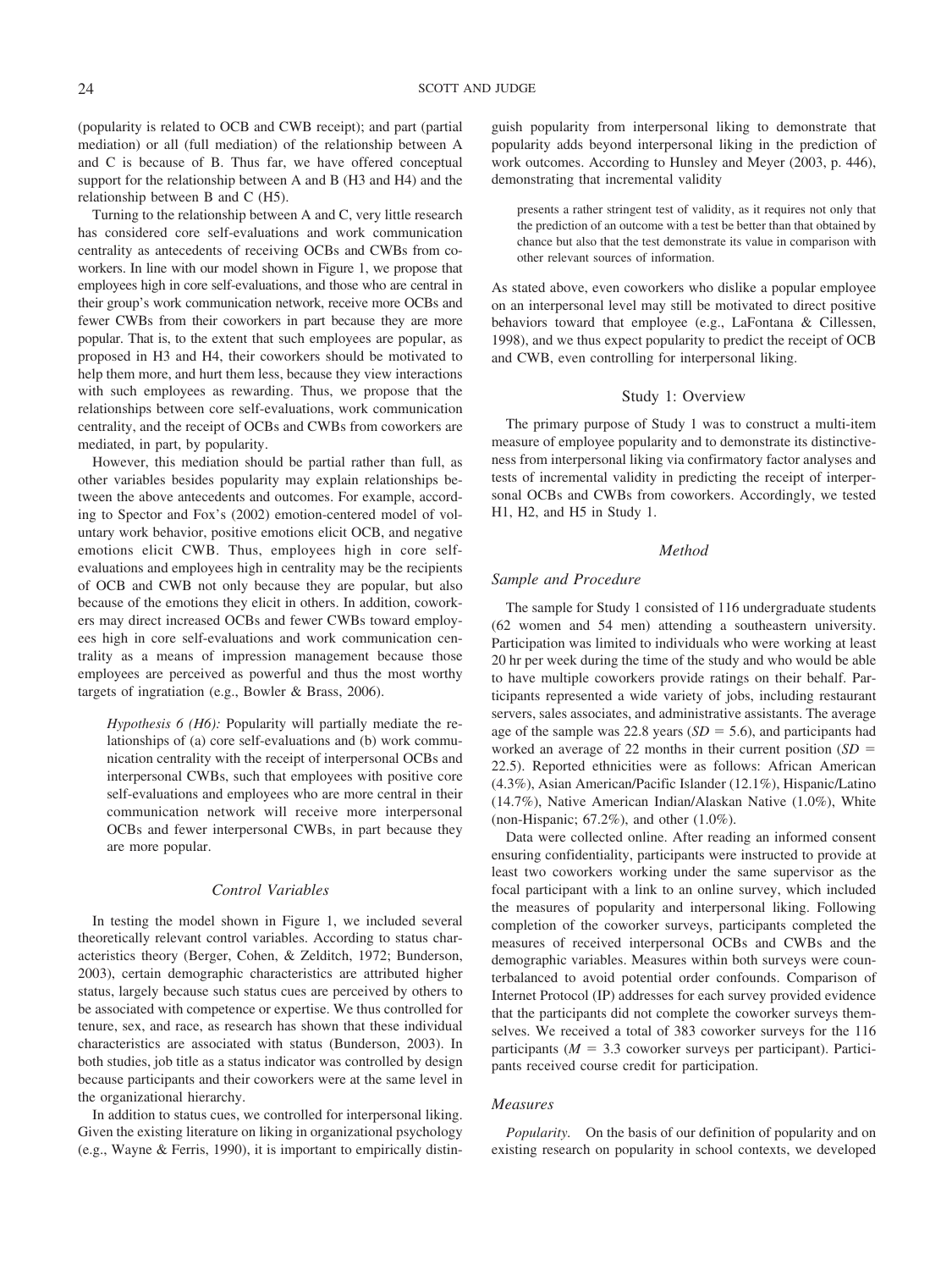(popularity is related to OCB and CWB receipt); and part (partial mediation) or all (full mediation) of the relationship between A and C is because of B. Thus far, we have offered conceptual support for the relationship between A and B (H3 and H4) and the relationship between B and C (H5).

Turning to the relationship between A and C, very little research has considered core self-evaluations and work communication centrality as antecedents of receiving OCBs and CWBs from coworkers. In line with our model shown in Figure 1, we propose that employees high in core self-evaluations, and those who are central in their group's work communication network, receive more OCBs and fewer CWBs from their coworkers in part because they are more popular. That is, to the extent that such employees are popular, as proposed in H3 and H4, their coworkers should be motivated to help them more, and hurt them less, because they view interactions with such employees as rewarding. Thus, we propose that the relationships between core self-evaluations, work communication centrality, and the receipt of OCBs and CWBs from coworkers are mediated, in part, by popularity.

However, this mediation should be partial rather than full, as other variables besides popularity may explain relationships between the above antecedents and outcomes. For example, according to Spector and Fox's (2002) emotion-centered model of voluntary work behavior, positive emotions elicit OCB, and negative emotions elicit CWB. Thus, employees high in core self-evaluations and employees high in centrality may be the recipients of OCB and CWB not only because they are popular, but also because of the emotions they elicit in others. In addition, coworkers may direct increased OCBs and fewer CWBs toward employees high in core self-evaluations and work communication centrality as a means of impression management because those employees are perceived as powerful and thus the most worthy targets of ingratiation (e.g., Bowler & Brass, 2006).

> *Hypothesis 6 (H6):* Popularity will partially mediate the relationships of (a) core self-evaluations and (b) work communication centrality with the receipt of interpersonal OCBs and interpersonal CWBs, such that employees with positive core self-evaluations and employees who are more central in their communication network will receive more interpersonal OCBs and fewer interpersonal CWBs, in part because they are more popular.

### *Control Variables*

In testing the model shown in Figure 1, we included several theoretically relevant control variables. According to status characteristics theory (Berger, Cohen, & Zelditch, 1972; Bunderson, 2003), certain demographic characteristics are attributed higher status, largely because such status cues are perceived by others to be associated with competence or expertise. We thus controlled for tenure, sex, and race, as research has shown that these individual characteristics are associated with status (Bunderson, 2003). In both studies, job title as a status indicator was controlled by design because participants and their coworkers were at the same level in the organizational hierarchy.

In addition to status cues, we controlled for interpersonal liking. Given the existing literature on liking in organizational psychology (e.g., Wayne & Ferris, 1990), it is important to empirically distinguish popularity from interpersonal liking to demonstrate that popularity adds beyond interpersonal liking in the prediction of work outcomes. According to Hunsley and Meyer (2003, p. 446), demonstrating that incremental validity

> presents a rather stringent test of validity, as it requires not only that the prediction of an outcome with a test be better than that obtained by chance but also that the test demonstrate its value in comparison with other relevant sources of information.

As stated above, even coworkers who dislike a popular employee on an interpersonal level may still be motivated to direct positive behaviors toward that employee (e.g., LaFontana & Cillessen, 1998), and we thus expect popularity to predict the receipt of OCB and CWB, even controlling for interpersonal liking.

## Study 1: Overview

The primary purpose of Study 1 was to construct a multi-item measure of employee popularity and to demonstrate its distinctiveness from interpersonal liking via confirmatory factor analyses and tests of incremental validity in predicting the receipt of interpersonal OCBs and CWBs from coworkers. Accordingly, we tested H1, H2, and H5 in Study 1.

### *Method*

#### *Sample and Procedure*

The sample for Study 1 consisted of 116 undergraduate students (62 women and 54 men) attending a southeastern university. Participation was limited to individuals who were working at least 20 hr per week during the time of the study and who would be able to have multiple coworkers provide ratings on their behalf. Participants represented a wide variety of jobs, including restaurant servers, sales associates, and administrative assistants. The average age of the sample was 22.8 years ($SD = 5.6$), and participants had worked an average of 22 months in their current position ($SD = 22.5$). Reported ethnicities were as follows: African American (4.3%), Asian American/Pacific Islander (12.1%), Hispanic/Latino (14.7%), Native American Indian/Alaskan Native (1.0%), White (non-Hispanic; 67.2%), and other (1.0%).

Data were collected online. After reading an informed consent ensuring confidentiality, participants were instructed to provide at least two coworkers working under the same supervisor as the focal participant with a link to an online survey, which included the measures of popularity and interpersonal liking. Following completion of the coworker surveys, participants completed the measures of received interpersonal OCBs and CWBs and the demographic variables. Measures within both surveys were counterbalanced to avoid potential order confounds. Comparison of Internet Protocol (IP) addresses for each survey provided evidence that the participants did not complete the coworker surveys themselves. We received a total of 383 coworker surveys for the 116 participants ($M = 3.3$ coworker surveys per participant). Participants received course credit for participation.

#### *Measures*

*Popularity.* On the basis of our definition of popularity and on existing research on popularity in school contexts, we developed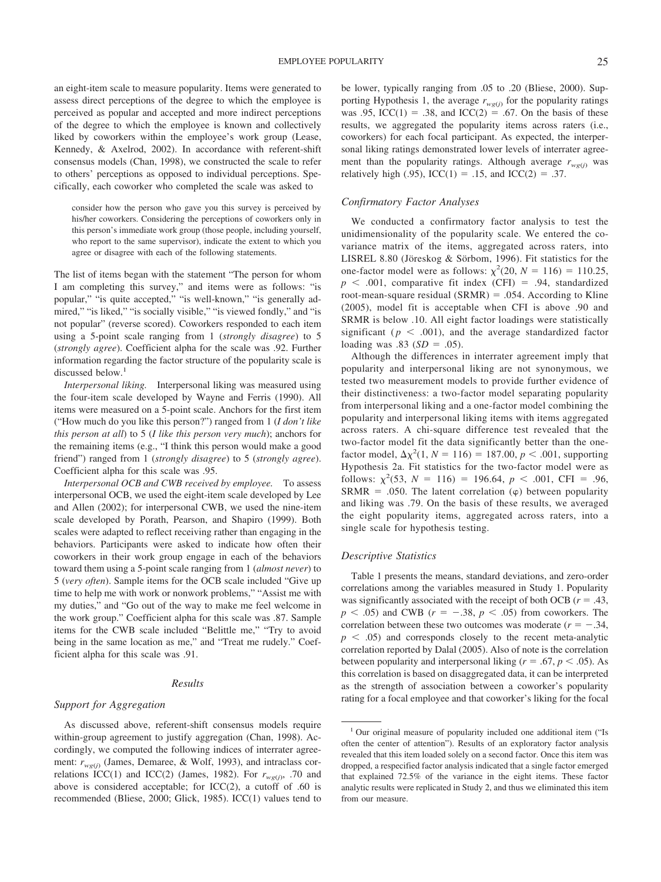an eight-item scale to measure popularity. Items were generated to assess direct perceptions of the degree to which the employee is perceived as popular and accepted and more indirect perceptions of the degree to which the employee is known and collectively liked by coworkers within the employee's work group (Lease, Kennedy, & Axelrod, 2002). In accordance with referent-shift consensus models (Chan, 1998), we constructed the scale to refer to others' perceptions as opposed to individual perceptions. Specifically, each coworker who completed the scale was asked to

> consider how the person who gave you this survey is perceived by his/her coworkers. Considering the perceptions of coworkers only in this person's immediate work group (those people, including yourself, who report to the same supervisor), indicate the extent to which you agree or disagree with each of the following statements.

The list of items began with the statement "The person for whom I am completing this survey," and items were as follows: "is popular," "is quite accepted," "is well-known," "is generally admired," "is liked," "is socially visible," "is viewed fondly," and "is not popular" (reverse scored). Coworkers responded to each item using a 5-point scale ranging from 1 (*strongly disagree*) to 5 (*strongly agree*). Coefficient alpha for the scale was .92. Further information regarding the factor structure of the popularity scale is discussed below.[1]

*Interpersonal liking.* Interpersonal liking was measured using the four-item scale developed by Wayne and Ferris (1990). All items were measured on a 5-point scale. Anchors for the first item ("How much do you like this person?") ranged from 1 (*I don't like this person at all*) to 5 (*I like this person very much*); anchors for the remaining items (e.g., "I think this person would make a good friend") ranged from 1 (*strongly disagree*) to 5 (*strongly agree*). Coefficient alpha for this scale was .95.

*Interpersonal OCB and CWB received by employee.* To assess interpersonal OCB, we used the eight-item scale developed by Lee and Allen (2002); for interpersonal CWB, we used the nine-item scale developed by Porath, Pearson, and Shapiro (1999). Both scales were adapted to reflect receiving rather than engaging in the behaviors. Participants were asked to indicate how often their coworkers in their work group engage in each of the behaviors toward them using a 5-point scale ranging from 1 (*almost never*) to 5 (*very often*). Sample items for the OCB scale included "Give up time to help me with work or nonwork problems," "Assist me with my duties," and "Go out of the way to make me feel welcome in the work group." Coefficient alpha for this scale was .87. Sample items for the CWB scale included "Belittle me," "Try to avoid being in the same location as me," and "Treat me rudely." Coefficient alpha for this scale was .91.

## Results

### Support for Aggregation

As discussed above, referent-shift consensus models require within-group agreement to justify aggregation (Chan, 1998). Accordingly, we computed the following indices of interrater agreement: $r_{wg(j)}$ (James, Demaree, & Wolf, 1993), and intraclass correlations ICC(1) and ICC(2) (James, 1982). For $r_{wg(j)}$, .70 and above is considered acceptable; for ICC(2), a cutoff of .60 is recommended (Bliese, 2000; Glick, 1985). ICC(1) values tend to be lower, typically ranging from .05 to .20 (Bliese, 2000). Supporting Hypothesis 1, the average $r_{wg(j)}$ for the popularity ratings was .95, ICC(1) = .38, and ICC(2) = .67. On the basis of these results, we aggregated the popularity items across raters (i.e., coworkers) for each focal participant. As expected, the interpersonal liking ratings demonstrated lower levels of interrater agreement than the popularity ratings. Although average $r_{wg(j)}$ was relatively high (.95), ICC(1) = .15, and ICC(2) = .37.

### Confirmatory Factor Analyses

We conducted a confirmatory factor analysis to test the unidimensionality of the popularity scale. We entered the covariance matrix of the items, aggregated across raters, into LISREL 8.80 (Jöreskog & Sörbom, 1996). Fit statistics for the one-factor model were as follows: $\chi^2(20, N = 116) = 110.25$, $p < .001$, comparative fit index (CFI) = .94, standardized root-mean-square residual (SRMR) = .054. According to Kline (2005), model fit is acceptable when CFI is above .90 and SRMR is below .10. All eight factor loadings were statistically significant ($p < .001$), and the average standardized factor loading was .83 ($SD$ = .05).

Although the differences in interrater agreement imply that popularity and interpersonal liking are not synonymous, we tested two measurement models to provide further evidence of their distinctiveness: a two-factor model separating popularity from interpersonal liking and a one-factor model combining the popularity and interpersonal liking items with items aggregated across raters. A chi-square difference test revealed that the two-factor model fit the data significantly better than the one-factor model, $\Delta\chi^2(1, N = 116) = 187.00$, $p < .001$, supporting Hypothesis 2a. Fit statistics for the two-factor model were as follows: $\chi^2(53, N = 116) = 196.64$, $p < .001$, CFI = .96, SRMR = .050. The latent correlation ($\varphi$) between popularity and liking was .79. On the basis of these results, we averaged the eight popularity items, aggregated across raters, into a single scale for hypothesis testing.

### Descriptive Statistics

Table 1 presents the means, standard deviations, and zero-order correlations among the variables measured in Study 1. Popularity was significantly associated with the receipt of both OCB ($r = .43$, $p < .05$) and CWB ($r = -.38$, $p < .05$) from coworkers. The correlation between these two outcomes was moderate ($r = -.34$, $p < .05$) and corresponds closely to the recent meta-analytic correlation reported by Dalal (2005). Also of note is the correlation between popularity and interpersonal liking ($r = .67$, $p < .05$). As this correlation is based on disaggregated data, it can be interpreted as the strength of association between a coworker's popularity rating for a focal employee and that coworker's liking for the focal

---

[1] Our original measure of popularity included one additional item ("Is often the center of attention"). Results of an exploratory factor analysis revealed that this item loaded solely on a second factor. Once this item was dropped, a respecified factor analysis indicated that a single factor emerged that explained 72.5% of the variance in the eight items. These factor analytic results were replicated in Study 2, and thus we eliminated this item from our measure.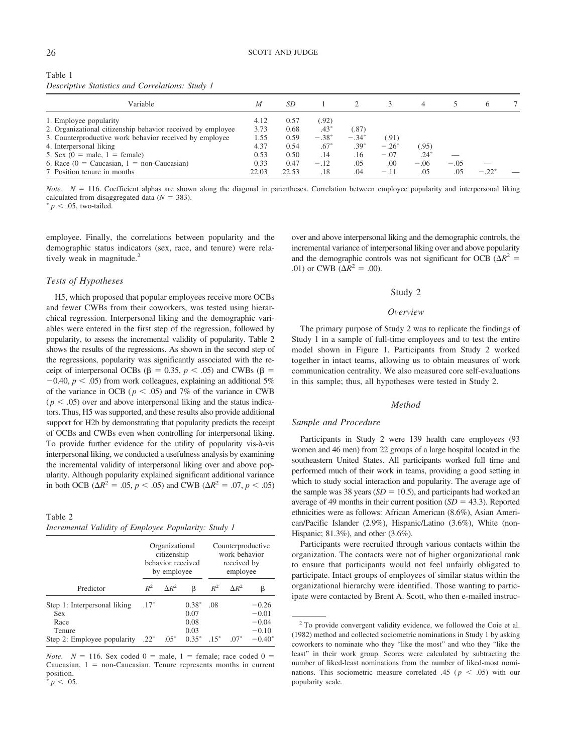Table 1
*Descriptive Statistics and Correlations: Study 1*

| Variable | *M* | *SD* | 1 | 2 | 3 | 4 | 5 | 6 | 7 |
|---|---|---|---|---|---|---|---|---|---|
| 1. Employee popularity | 4.12 | 0.57 | (.92) | | | | | | |
| 2. Organizational citizenship behavior received by employee | 3.73 | 0.68 | .43* | (.87) | | | | | |
| 3. Counterproductive work behavior received by employee | 1.55 | 0.59 | −.38* | −.34* | (.91) | | | | |
| 4. Interpersonal liking | 4.37 | 0.54 | .67* | .39* | −.26* | (.95) | | | |
| 5. Sex (0 = male, 1 = female) | 0.53 | 0.50 | .14 | .16 | −.07 | .24* | — | | |
| 6. Race (0 = Caucasian, 1 = non-Caucasian) | 0.33 | 0.47 | −.12 | .05 | .00 | −.06 | −.05 | — | |
| 7. Position tenure in months | 22.03 | 22.53 | .18 | .04 | −.11 | .05 | .05 | −.22* | — |

*Note.* $N = 116$. Coefficient alphas are shown along the diagonal in parentheses. Correlation between employee popularity and interpersonal liking calculated from disaggregated data ($N = 383$).
* $p < .05$, two-tailed.

employee. Finally, the correlations between popularity and the demographic status indicators (sex, race, and tenure) were relatively weak in magnitude.[2]

### *Tests of Hypotheses*

H5, which proposed that popular employees receive more OCBs and fewer CWBs from their coworkers, was tested using hierarchical regression. Interpersonal liking and the demographic variables were entered in the first step of the regression, followed by popularity, to assess the incremental validity of popularity. Table 2 shows the results of the regressions. As shown in the second step of the regressions, popularity was significantly associated with the receipt of interpersonal OCBs ($\beta = 0.35$, $p < .05$) and CWBs ($\beta = -0.40$, $p < .05$) from work colleagues, explaining an additional 5% of the variance in OCB ($p < .05$) and 7% of the variance in CWB ($p < .05$) over and above interpersonal liking and the status indicators. Thus, H5 was supported, and these results also provide additional support for H2b by demonstrating that popularity predicts the receipt of OCBs and CWBs even when controlling for interpersonal liking. To provide further evidence for the utility of popularity vis-à-vis interpersonal liking, we conducted a usefulness analysis by examining the incremental validity of interpersonal liking over and above popularity. Although popularity explained significant additional variance in both OCB ($\Delta R^2 = .05$, $p < .05$) and CWB ($\Delta R^2 = .07$, $p < .05$) over and above interpersonal liking and the demographic controls, the incremental variance of interpersonal liking over and above popularity and the demographic controls was not significant for OCB ($\Delta R^2 = .01$) or CWB ($\Delta R^2 = .00$).

Table 2
*Incremental Validity of Employee Popularity: Study 1*

| | Organizational citizenship behavior received by employee | | | Counterproductive work behavior received by employee | | |
|---|---|---|---|---|---|---|
| Predictor | $R^2$ | $\Delta R^2$ | β | $R^2$ | $\Delta R^2$ | β |
| Step 1: Interpersonal liking | .17* | | 0.38* | .08 | | −0.26 |
| Sex | | | 0.07 | | | −0.01 |
| Race | | | 0.08 | | | −0.04 |
| Tenure | | | 0.03 | | | −0.10 |
| Step 2: Employee popularity | .22* | .05* | 0.35* | .15* | .07* | −0.40* |

*Note.* $N = 116$. Sex coded 0 = male, 1 = female; race coded 0 = Caucasian, 1 = non-Caucasian. Tenure represents months in current position.
* $p < .05$.

## Study 2

### *Overview*

The primary purpose of Study 2 was to replicate the findings of Study 1 in a sample of full-time employees and to test the entire model shown in Figure 1. Participants from Study 2 worked together in intact teams, allowing us to obtain measures of work communication centrality. We also measured core self-evaluations in this sample; thus, all hypotheses were tested in Study 2.

### *Method*

### *Sample and Procedure*

Participants in Study 2 were 139 health care employees (93 women and 46 men) from 22 groups of a large hospital located in the southeastern United States. All participants worked full time and performed much of their work in teams, providing a good setting in which to study social interaction and popularity. The average age of the sample was 38 years ($SD = 10.5$), and participants had worked an average of 49 months in their current position ($SD = 43.3$). Reported ethnicities were as follows: African American (8.6%), Asian American/Pacific Islander (2.9%), Hispanic/Latino (3.6%), White (non-Hispanic; 81.3%), and other (3.6%).

Participants were recruited through various contacts within the organization. The contacts were not of higher organizational rank to ensure that participants would not feel unfairly obligated to participate. Intact groups of employees of similar status within the organizational hierarchy were identified. Those wanting to participate were contacted by Brent A. Scott, who then e-mailed instruc-

[2] To provide convergent validity evidence, we followed the Coie et al. (1982) method and collected sociometric nominations in Study 1 by asking coworkers to nominate who they "like the most" and who they "like the least" in their work group. Scores were calculated by subtracting the number of liked-least nominations from the number of liked-most nominations. This sociometric measure correlated .45 ($p < .05$) with our popularity scale.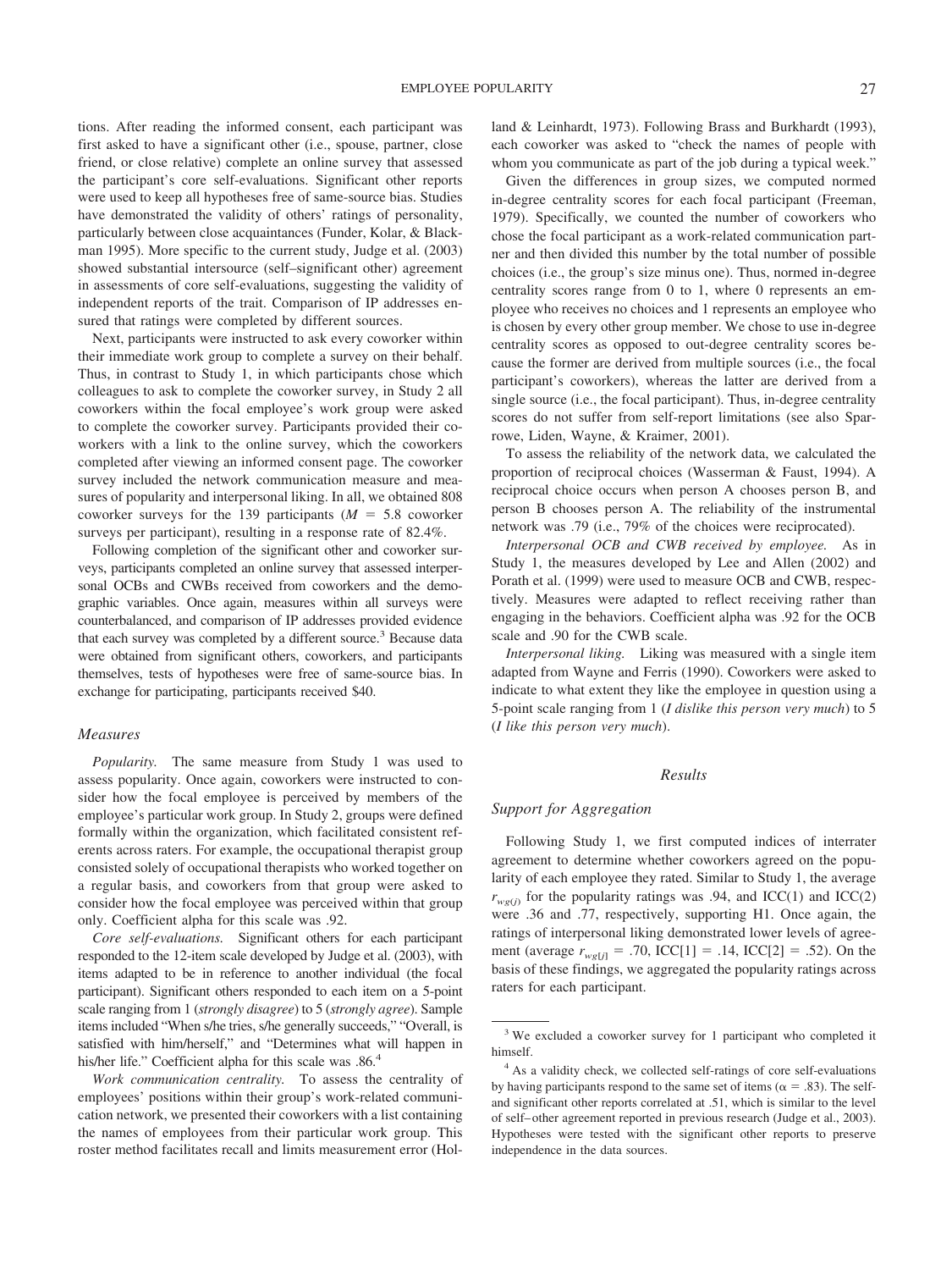tions. After reading the informed consent, each participant was first asked to have a significant other (i.e., spouse, partner, close friend, or close relative) complete an online survey that assessed the participant's core self-evaluations. Significant other reports were used to keep all hypotheses free of same-source bias. Studies have demonstrated the validity of others' ratings of personality, particularly between close acquaintances (Funder, Kolar, & Blackman 1995). More specific to the current study, Judge et al. (2003) showed substantial intersource (self–significant other) agreement in assessments of core self-evaluations, suggesting the validity of independent reports of the trait. Comparison of IP addresses ensured that ratings were completed by different sources.

Next, participants were instructed to ask every coworker within their immediate work group to complete a survey on their behalf. Thus, in contrast to Study 1, in which participants chose which colleagues to ask to complete the coworker survey, in Study 2 all coworkers within the focal employee's work group were asked to complete the coworker survey. Participants provided their coworkers with a link to the online survey, which the coworkers completed after viewing an informed consent page. The coworker survey included the network communication measure and measures of popularity and interpersonal liking. In all, we obtained 808 coworker surveys for the 139 participants ($M = 5.8$ coworker surveys per participant), resulting in a response rate of 82.4%.

Following completion of the significant other and coworker surveys, participants completed an online survey that assessed interpersonal OCBs and CWBs received from coworkers and the demographic variables. Once again, measures within all surveys were counterbalanced, and comparison of IP addresses provided evidence that each survey was completed by a different source.[3] Because data were obtained from significant others, coworkers, and participants themselves, tests of hypotheses were free of same-source bias. In exchange for participating, participants received $40.

### Measures

*Popularity.* The same measure from Study 1 was used to assess popularity. Once again, coworkers were instructed to consider how the focal employee is perceived by members of the employee's particular work group. In Study 2, groups were defined formally within the organization, which facilitated consistent referents across raters. For example, the occupational therapist group consisted solely of occupational therapists who worked together on a regular basis, and coworkers from that group were asked to consider how the focal employee was perceived within that group only. Coefficient alpha for this scale was .92.

*Core self-evaluations.* Significant others for each participant responded to the 12-item scale developed by Judge et al. (2003), with items adapted to be in reference to another individual (the focal participant). Significant others responded to each item on a 5-point scale ranging from 1 (*strongly disagree*) to 5 (*strongly agree*). Sample items included "When s/he tries, s/he generally succeeds," "Overall, is satisfied with him/herself," and "Determines what will happen in his/her life." Coefficient alpha for this scale was .86.[4]

*Work communication centrality.* To assess the centrality of employees' positions within their group's work-related communication network, we presented their coworkers with a list containing the names of employees from their particular work group. This roster method facilitates recall and limits measurement error (Holland & Leinhardt, 1973). Following Brass and Burkhardt (1993), each coworker was asked to "check the names of people with whom you communicate as part of the job during a typical week."

Given the differences in group sizes, we computed normed in-degree centrality scores for each focal participant (Freeman, 1979). Specifically, we counted the number of coworkers who chose the focal participant as a work-related communication partner and then divided this number by the total number of possible choices (i.e., the group's size minus one). Thus, normed in-degree centrality scores range from 0 to 1, where 0 represents an employee who receives no choices and 1 represents an employee who is chosen by every other group member. We chose to use in-degree centrality scores as opposed to out-degree centrality scores because the former are derived from multiple sources (i.e., the focal participant's coworkers), whereas the latter are derived from a single source (i.e., the focal participant). Thus, in-degree centrality scores do not suffer from self-report limitations (see also Sparrowe, Liden, Wayne, & Kraimer, 2001).

To assess the reliability of the network data, we calculated the proportion of reciprocal choices (Wasserman & Faust, 1994). A reciprocal choice occurs when person A chooses person B, and person B chooses person A. The reliability of the instrumental network was .79 (i.e., 79% of the choices were reciprocated).

*Interpersonal OCB and CWB received by employee.* As in Study 1, the measures developed by Lee and Allen (2002) and Porath et al. (1999) were used to measure OCB and CWB, respectively. Measures were adapted to reflect receiving rather than engaging in the behaviors. Coefficient alpha was .92 for the OCB scale and .90 for the CWB scale.

*Interpersonal liking.* Liking was measured with a single item adapted from Wayne and Ferris (1990). Coworkers were asked to indicate to what extent they like the employee in question using a 5-point scale ranging from 1 (*I dislike this person very much*) to 5 (*I like this person very much*).

## Results

### Support for Aggregation

Following Study 1, we first computed indices of interrater agreement to determine whether coworkers agreed on the popularity of each employee they rated. Similar to Study 1, the average $r_{wg(j)}$ for the popularity ratings was .94, and ICC(1) and ICC(2) were .36 and .77, respectively, supporting H1. Once again, the ratings of interpersonal liking demonstrated lower levels of agreement (average $r_{wg[j]} = .70$, ICC[1] = .14, ICC[2] = .52). On the basis of these findings, we aggregated the popularity ratings across raters for each participant.

---

[3] We excluded a coworker survey for 1 participant who completed it himself.

[4] As a validity check, we collected self-ratings of core self-evaluations by having participants respond to the same set of items ($\alpha = .83$). The self- and significant other reports correlated at .51, which is similar to the level of self–other agreement reported in previous research (Judge et al., 2003). Hypotheses were tested with the significant other reports to preserve independence in the data sources.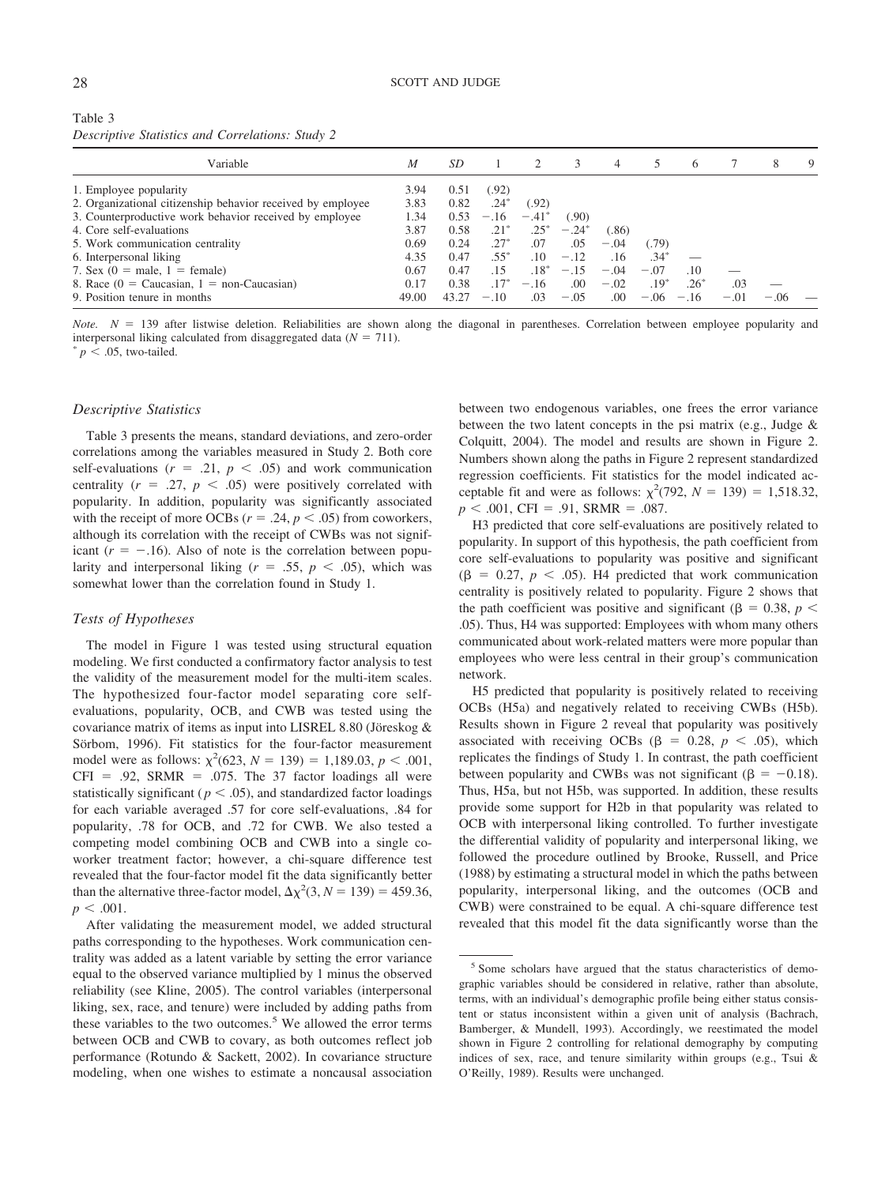Table 3
*Descriptive Statistics and Correlations: Study 2*

| Variable | *M* | *SD* | 1 | 2 | 3 | 4 | 5 | 6 | 7 | 8 | 9 |
|---|---|---|---|---|---|---|---|---|---|---|---|
| 1. Employee popularity | 3.94 | 0.51 | (.92) | | | | | | | | |
| 2. Organizational citizenship behavior received by employee | 3.83 | 0.82 | .24* | (.92) | | | | | | | |
| 3. Counterproductive work behavior received by employee | 1.34 | 0.53 | −.16 | −.41* | (.90) | | | | | | |
| 4. Core self-evaluations | 3.87 | 0.58 | .21* | .25* | −.24* | (.86) | | | | | |
| 5. Work communication centrality | 0.69 | 0.24 | .27* | .07 | .05 | −.04 | (.79) | | | | |
| 6. Interpersonal liking | 4.35 | 0.47 | .55* | .10 | −.12 | .16 | .34* | — | | | |
| 7. Sex (0 = male, 1 = female) | 0.67 | 0.47 | .15 | .18* | −.15 | −.04 | −.07 | .10 | — | | |
| 8. Race (0 = Caucasian, 1 = non-Caucasian) | 0.17 | 0.38 | .17* | −.16 | .00 | −.02 | .19* | .26* | .03 | — | |
| 9. Position tenure in months | 49.00 | 43.27 | −.10 | .03 | −.05 | .00 | −.06 | −.16 | −.01 | −.06 | — |

*Note.* $N$ = 139 after listwise deletion. Reliabilities are shown along the diagonal in parentheses. Correlation between employee popularity and interpersonal liking calculated from disaggregated data ($N$ = 711).
* $p < .05$, two-tailed.

### Descriptive Statistics

Table 3 presents the means, standard deviations, and zero-order correlations among the variables measured in Study 2. Both core self-evaluations ($r$ = .21, $p < .05$) and work communication centrality ($r$ = .27, $p < .05$) were positively correlated with popularity. In addition, popularity was significantly associated with the receipt of more OCBs ($r = .24, p < .05$) from coworkers, although its correlation with the receipt of CWBs was not significant ($r = -.16$). Also of note is the correlation between popularity and interpersonal liking ($r$ = .55, $p < .05$), which was somewhat lower than the correlation found in Study 1.

### Tests of Hypotheses

The model in Figure 1 was tested using structural equation modeling. We first conducted a confirmatory factor analysis to test the validity of the measurement model for the multi-item scales. The hypothesized four-factor model separating core self-evaluations, popularity, OCB, and CWB was tested using the covariance matrix of items as input into LISREL 8.80 (Jöreskog & Sörbom, 1996). Fit statistics for the four-factor measurement model were as follows: $\chi^2(623, N = 139) = 1{,}189.03$, $p < .001$, CFI = .92, SRMR = .075. The 37 factor loadings all were statistically significant ($p < .05$), and standardized factor loadings for each variable averaged .57 for core self-evaluations, .84 for popularity, .78 for OCB, and .72 for CWB. We also tested a competing model combining OCB and CWB into a single coworker treatment factor; however, a chi-square difference test revealed that the four-factor model fit the data significantly better than the alternative three-factor model, $\Delta\chi^2(3, N = 139) = 459.36$, $p < .001$.

After validating the measurement model, we added structural paths corresponding to the hypotheses. Work communication centrality was added as a latent variable by setting the error variance equal to the observed variance multiplied by 1 minus the observed reliability (see Kline, 2005). The control variables (interpersonal liking, sex, race, and tenure) were included by adding paths from these variables to the two outcomes.[5] We allowed the error terms between OCB and CWB to covary, as both outcomes reflect job performance (Rotundo & Sackett, 2002). In covariance structure modeling, when one wishes to estimate a noncausal association between two endogenous variables, one frees the error variance between the two latent concepts in the psi matrix (e.g., Judge & Colquitt, 2004). The model and results are shown in Figure 2. Numbers shown along the paths in Figure 2 represent standardized regression coefficients. Fit statistics for the model indicated acceptable fit and were as follows: $\chi^2(792, N = 139) = 1{,}518.32$, $p < .001$, CFI = .91, SRMR = .087.

H3 predicted that core self-evaluations are positively related to popularity. In support of this hypothesis, the path coefficient from core self-evaluations to popularity was positive and significant ($\beta$ = 0.27, $p < .05$). H4 predicted that work communication centrality is positively related to popularity. Figure 2 shows that the path coefficient was positive and significant ($\beta$ = 0.38, $p <$ .05). Thus, H4 was supported: Employees with whom many others communicated about work-related matters were more popular than employees who were less central in their group's communication network.

H5 predicted that popularity is positively related to receiving OCBs (H5a) and negatively related to receiving CWBs (H5b). Results shown in Figure 2 reveal that popularity was positively associated with receiving OCBs ($\beta$ = 0.28, $p < .05$), which replicates the findings of Study 1. In contrast, the path coefficient between popularity and CWBs was not significant ($\beta = -0.18$). Thus, H5a, but not H5b, was supported. In addition, these results provide some support for H2b in that popularity was related to OCB with interpersonal liking controlled. To further investigate the differential validity of popularity and interpersonal liking, we followed the procedure outlined by Brooke, Russell, and Price (1988) by estimating a structural model in which the paths between popularity, interpersonal liking, and the outcomes (OCB and CWB) were constrained to be equal. A chi-square difference test revealed that this model fit the data significantly worse than the

[5] Some scholars have argued that the status characteristics of demographic variables should be considered in relative, rather than absolute, terms, with an individual's demographic profile being either status consistent or status inconsistent within a given unit of analysis (Bachrach, Bamberger, & Mundell, 1993). Accordingly, we reestimated the model shown in Figure 2 controlling for relational demography by computing indices of sex, race, and tenure similarity within groups (e.g., Tsui & O'Reilly, 1989). Results were unchanged.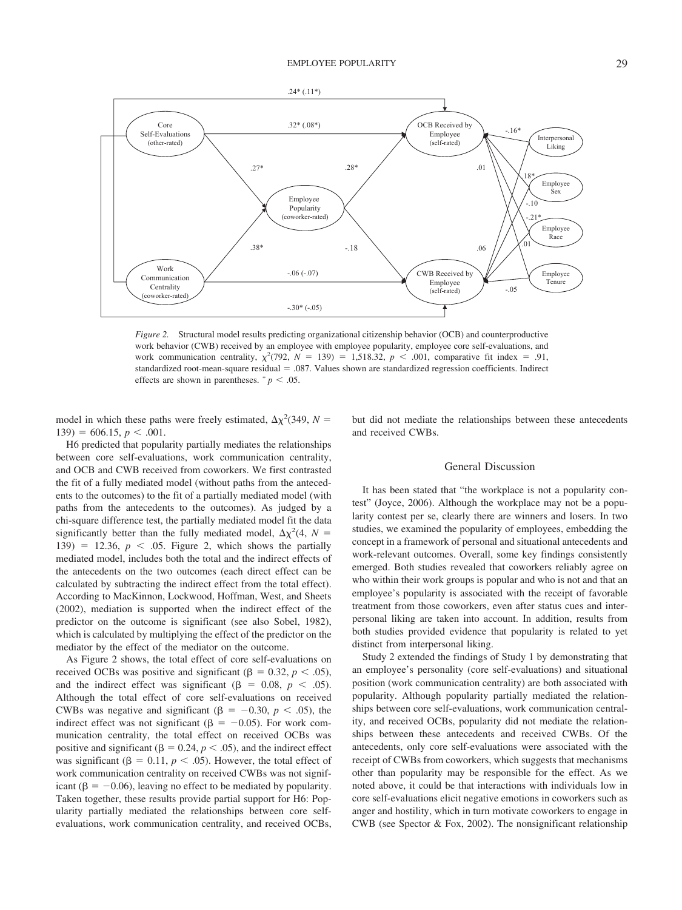*Figure 2.* Structural model results predicting organizational citizenship behavior (OCB) and counterproductive work behavior (CWB) received by an employee with employee popularity, employee core self-evaluations, and work communication centrality, $\chi^2(792, N = 139) = 1{,}518.32$, $p < .001$, comparative fit index = .91, standardized root-mean-square residual = .087. Values shown are standardized regression coefficients. Indirect effects are shown in parentheses. * $p < .05$.

model in which these paths were freely estimated, $\Delta\chi^2(349, N = 139) = 606.15$, $p < .001$.

H6 predicted that popularity partially mediates the relationships between core self-evaluations, work communication centrality, and OCB and CWB received from coworkers. We first contrasted the fit of a fully mediated model (without paths from the antecedents to the outcomes) to the fit of a partially mediated model (with paths from the antecedents to the outcomes). As judged by a chi-square difference test, the partially mediated model fit the data significantly better than the fully mediated model, $\Delta\chi^2(4, N = 139) = 12.36$, $p < .05$. Figure 2, which shows the partially mediated model, includes both the total and the indirect effects of the antecedents on the two outcomes (each direct effect can be calculated by subtracting the indirect effect from the total effect). According to MacKinnon, Lockwood, Hoffman, West, and Sheets (2002), mediation is supported when the indirect effect of the predictor on the outcome is significant (see also Sobel, 1982), which is calculated by multiplying the effect of the predictor on the mediator by the effect of the mediator on the outcome.

As Figure 2 shows, the total effect of core self-evaluations on received OCBs was positive and significant ($\beta = 0.32$, $p < .05$), and the indirect effect was significant ($\beta = 0.08$, $p < .05$). Although the total effect of core self-evaluations on received CWBs was negative and significant ($\beta = -0.30$, $p < .05$), the indirect effect was not significant ($\beta = -0.05$). For work communication centrality, the total effect on received OCBs was positive and significant ($\beta = 0.24$, $p < .05$), and the indirect effect was significant ($\beta = 0.11$, $p < .05$). However, the total effect of work communication centrality on received CWBs was not significant ($\beta = -0.06$), leaving no effect to be mediated by popularity. Taken together, these results provide partial support for H6: Popularity partially mediated the relationships between core self-evaluations, work communication centrality, and received OCBs, but did not mediate the relationships between these antecedents and received CWBs.

## General Discussion

It has been stated that "the workplace is not a popularity contest" (Joyce, 2006). Although the workplace may not be a popularity contest per se, clearly there are winners and losers. In two studies, we examined the popularity of employees, embedding the concept in a framework of personal and situational antecedents and work-relevant outcomes. Overall, some key findings consistently emerged. Both studies revealed that coworkers reliably agree on who within their work groups is popular and who is not and that an employee's popularity is associated with the receipt of favorable treatment from those coworkers, even after status cues and interpersonal liking are taken into account. In addition, results from both studies provided evidence that popularity is related to yet distinct from interpersonal liking.

Study 2 extended the findings of Study 1 by demonstrating that an employee's personality (core self-evaluations) and situational position (work communication centrality) are both associated with popularity. Although popularity partially mediated the relationships between core self-evaluations, work communication centrality, and received OCBs, popularity did not mediate the relationships between these antecedents and received CWBs. Of the antecedents, only core self-evaluations were associated with the receipt of CWBs from coworkers, which suggests that mechanisms other than popularity may be responsible for the effect. As we noted above, it could be that interactions with individuals low in core self-evaluations elicit negative emotions in coworkers such as anger and hostility, which in turn motivate coworkers to engage in CWB (see Spector & Fox, 2002). The nonsignificant relationship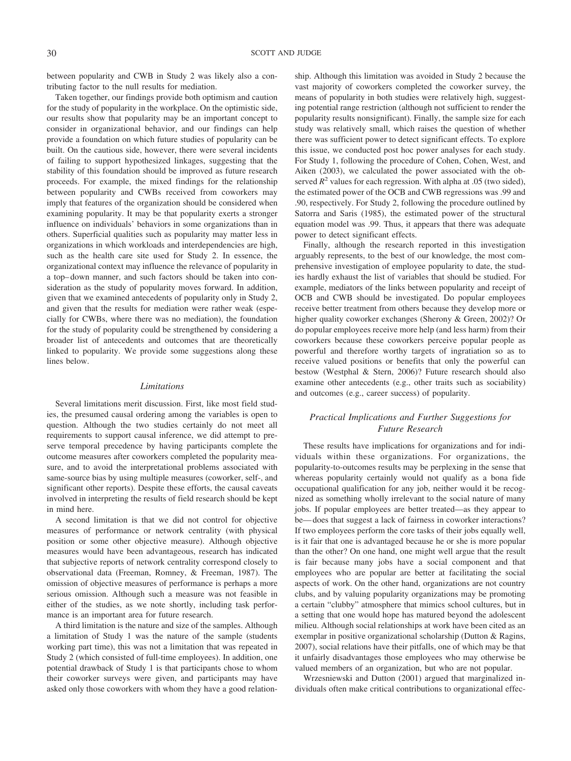between popularity and CWB in Study 2 was likely also a contributing factor to the null results for mediation.

Taken together, our findings provide both optimism and caution for the study of popularity in the workplace. On the optimistic side, our results show that popularity may be an important concept to consider in organizational behavior, and our findings can help provide a foundation on which future studies of popularity can be built. On the cautious side, however, there were several incidents of failing to support hypothesized linkages, suggesting that the stability of this foundation should be improved as future research proceeds. For example, the mixed findings for the relationship between popularity and CWBs received from coworkers may imply that features of the organization should be considered when examining popularity. It may be that popularity exerts a stronger influence on individuals' behaviors in some organizations than in others. Superficial qualities such as popularity may matter less in organizations in which workloads and interdependencies are high, such as the health care site used for Study 2. In essence, the organizational context may influence the relevance of popularity in a top–down manner, and such factors should be taken into consideration as the study of popularity moves forward. In addition, given that we examined antecedents of popularity only in Study 2, and given that the results for mediation were rather weak (especially for CWBs, where there was no mediation), the foundation for the study of popularity could be strengthened by considering a broader list of antecedents and outcomes that are theoretically linked to popularity. We provide some suggestions along these lines below.

### *Limitations*

Several limitations merit discussion. First, like most field studies, the presumed causal ordering among the variables is open to question. Although the two studies certainly do not meet all requirements to support causal inference, we did attempt to preserve temporal precedence by having participants complete the outcome measures after coworkers completed the popularity measure, and to avoid the interpretational problems associated with same-source bias by using multiple measures (coworker, self-, and significant other reports). Despite these efforts, the causal caveats involved in interpreting the results of field research should be kept in mind here.

A second limitation is that we did not control for objective measures of performance or network centrality (with physical position or some other objective measure). Although objective measures would have been advantageous, research has indicated that subjective reports of network centrality correspond closely to observational data (Freeman, Romney, & Freeman, 1987). The omission of objective measures of performance is perhaps a more serious omission. Although such a measure was not feasible in either of the studies, as we note shortly, including task performance is an important area for future research.

A third limitation is the nature and size of the samples. Although a limitation of Study 1 was the nature of the sample (students working part time), this was not a limitation that was repeated in Study 2 (which consisted of full-time employees). In addition, one potential drawback of Study 1 is that participants chose to whom their coworker surveys were given, and participants may have asked only those coworkers with whom they have a good relationship. Although this limitation was avoided in Study 2 because the vast majority of coworkers completed the coworker survey, the means of popularity in both studies were relatively high, suggesting potential range restriction (although not sufficient to render the popularity results nonsignificant). Finally, the sample size for each study was relatively small, which raises the question of whether there was sufficient power to detect significant effects. To explore this issue, we conducted post hoc power analyses for each study. For Study 1, following the procedure of Cohen, Cohen, West, and Aiken (2003), we calculated the power associated with the observed $R^2$ values for each regression. With alpha at .05 (two sided), the estimated power of the OCB and CWB regressions was .99 and .90, respectively. For Study 2, following the procedure outlined by Satorra and Saris (1985), the estimated power of the structural equation model was .99. Thus, it appears that there was adequate power to detect significant effects.

Finally, although the research reported in this investigation arguably represents, to the best of our knowledge, the most comprehensive investigation of employee popularity to date, the studies hardly exhaust the list of variables that should be studied. For example, mediators of the links between popularity and receipt of OCB and CWB should be investigated. Do popular employees receive better treatment from others because they develop more or higher quality coworker exchanges (Sherony & Green, 2002)? Or do popular employees receive more help (and less harm) from their coworkers because these coworkers perceive popular people as powerful and therefore worthy targets of ingratiation so as to receive valued positions or benefits that only the powerful can bestow (Westphal & Stern, 2006)? Future research should also examine other antecedents (e.g., other traits such as sociability) and outcomes (e.g., career success) of popularity.

### *Practical Implications and Further Suggestions for Future Research*

These results have implications for organizations and for individuals within these organizations. For organizations, the popularity-to-outcomes results may be perplexing in the sense that whereas popularity certainly would not qualify as a bona fide occupational qualification for any job, neither would it be recognized as something wholly irrelevant to the social nature of many jobs. If popular employees are better treated—as they appear to be—does that suggest a lack of fairness in coworker interactions? If two employees perform the core tasks of their jobs equally well, is it fair that one is advantaged because he or she is more popular than the other? On one hand, one might well argue that the result is fair because many jobs have a social component and that employees who are popular are better at facilitating the social aspects of work. On the other hand, organizations are not country clubs, and by valuing popularity organizations may be promoting a certain "clubby" atmosphere that mimics school cultures, but in a setting that one would hope has matured beyond the adolescent milieu. Although social relationships at work have been cited as an exemplar in positive organizational scholarship (Dutton & Ragins, 2007), social relations have their pitfalls, one of which may be that it unfairly disadvantages those employees who may otherwise be valued members of an organization, but who are not popular.

Wrzesniewski and Dutton (2001) argued that marginalized individuals often make critical contributions to organizational effec-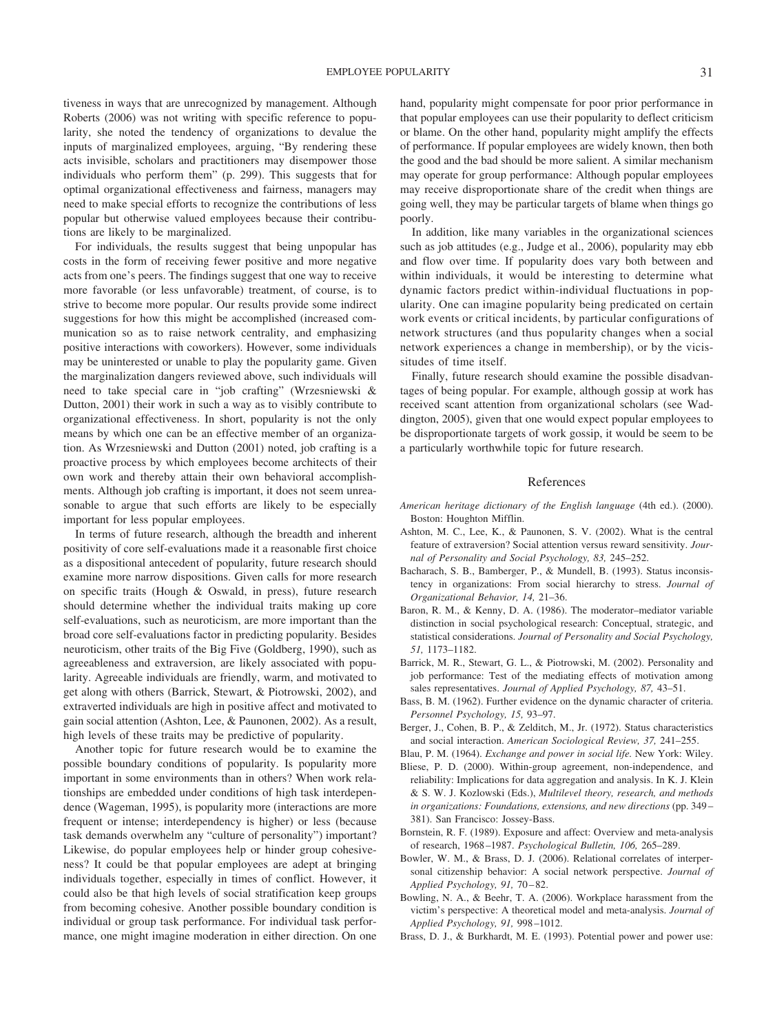tiveness in ways that are unrecognized by management. Although Roberts (2006) was not writing with specific reference to popularity, she noted the tendency of organizations to devalue the inputs of marginalized employees, arguing, "By rendering these acts invisible, scholars and practitioners may disempower those individuals who perform them" (p. 299). This suggests that for optimal organizational effectiveness and fairness, managers may need to make special efforts to recognize the contributions of less popular but otherwise valued employees because their contributions are likely to be marginalized.

For individuals, the results suggest that being unpopular has costs in the form of receiving fewer positive and more negative acts from one's peers. The findings suggest that one way to receive more favorable (or less unfavorable) treatment, of course, is to strive to become more popular. Our results provide some indirect suggestions for how this might be accomplished (increased communication so as to raise network centrality, and emphasizing positive interactions with coworkers). However, some individuals may be uninterested or unable to play the popularity game. Given the marginalization dangers reviewed above, such individuals will need to take special care in "job crafting" (Wrzesniewski & Dutton, 2001) their work in such a way as to visibly contribute to organizational effectiveness. In short, popularity is not the only means by which one can be an effective member of an organization. As Wrzesniewski and Dutton (2001) noted, job crafting is a proactive process by which employees become architects of their own work and thereby attain their own behavioral accomplishments. Although job crafting is important, it does not seem unreasonable to argue that such efforts are likely to be especially important for less popular employees.

In terms of future research, although the breadth and inherent positivity of core self-evaluations made it a reasonable first choice as a dispositional antecedent of popularity, future research should examine more narrow dispositions. Given calls for more research on specific traits (Hough & Oswald, in press), future research should determine whether the individual traits making up core self-evaluations, such as neuroticism, are more important than the broad core self-evaluations factor in predicting popularity. Besides neuroticism, other traits of the Big Five (Goldberg, 1990), such as agreeableness and extraversion, are likely associated with popularity. Agreeable individuals are friendly, warm, and motivated to get along with others (Barrick, Stewart, & Piotrowski, 2002), and extraverted individuals are high in positive affect and motivated to gain social attention (Ashton, Lee, & Paunonen, 2002). As a result, high levels of these traits may be predictive of popularity.

Another topic for future research would be to examine the possible boundary conditions of popularity. Is popularity more important in some environments than in others? When work relationships are embedded under conditions of high task interdependence (Wageman, 1995), is popularity more (interactions are more frequent or intense; interdependency is higher) or less (because task demands overwhelm any "culture of personality") important? Likewise, do popular employees help or hinder group cohesiveness? It could be that popular employees are adept at bringing individuals together, especially in times of conflict. However, it could also be that high levels of social stratification keep groups from becoming cohesive. Another possible boundary condition is individual or group task performance. For individual task performance, one might imagine moderation in either direction. On one hand, popularity might compensate for poor prior performance in that popular employees can use their popularity to deflect criticism or blame. On the other hand, popularity might amplify the effects of performance. If popular employees are widely known, then both the good and the bad should be more salient. A similar mechanism may operate for group performance: Although popular employees may receive disproportionate share of the credit when things are going well, they may be particular targets of blame when things go poorly.

In addition, like many variables in the organizational sciences such as job attitudes (e.g., Judge et al., 2006), popularity may ebb and flow over time. If popularity does vary both between and within individuals, it would be interesting to determine what dynamic factors predict within-individual fluctuations in popularity. One can imagine popularity being predicated on certain work events or critical incidents, by particular configurations of network structures (and thus popularity changes when a social network experiences a change in membership), or by the vicissitudes of time itself.

Finally, future research should examine the possible disadvantages of being popular. For example, although gossip at work has received scant attention from organizational scholars (see Waddington, 2005), given that one would expect popular employees to be disproportionate targets of work gossip, it would be seem to be a particularly worthwhile topic for future research.

## References

*American heritage dictionary of the English language* (4th ed.). (2000). Boston: Houghton Mifflin.

Ashton, M. C., Lee, K., & Paunonen, S. V. (2002). What is the central feature of extraversion? Social attention versus reward sensitivity. *Journal of Personality and Social Psychology, 83,* 245–252.

Bacharach, S. B., Bamberger, P., & Mundell, B. (1993). Status inconsistency in organizations: From social hierarchy to stress. *Journal of Organizational Behavior, 14,* 21–36.

Baron, R. M., & Kenny, D. A. (1986). The moderator–mediator variable distinction in social psychological research: Conceptual, strategic, and statistical considerations. *Journal of Personality and Social Psychology, 51,* 1173–1182.

Barrick, M. R., Stewart, G. L., & Piotrowski, M. (2002). Personality and job performance: Test of the mediating effects of motivation among sales representatives. *Journal of Applied Psychology, 87,* 43–51.

Bass, B. M. (1962). Further evidence on the dynamic character of criteria. *Personnel Psychology, 15,* 93–97.

Berger, J., Cohen, B. P., & Zelditch, M., Jr. (1972). Status characteristics and social interaction. *American Sociological Review, 37,* 241–255.

Blau, P. M. (1964). *Exchange and power in social life.* New York: Wiley.

Bliese, P. D. (2000). Within-group agreement, non-independence, and reliability: Implications for data aggregation and analysis. In K. J. Klein & S. W. J. Kozlowski (Eds.), *Multilevel theory, research, and methods in organizations: Foundations, extensions, and new directions* (pp. 349–381). San Francisco: Jossey-Bass.

Bornstein, R. F. (1989). Exposure and affect: Overview and meta-analysis of research, 1968–1987. *Psychological Bulletin, 106,* 265–289.

Bowler, W. M., & Brass, D. J. (2006). Relational correlates of interpersonal citizenship behavior: A social network perspective. *Journal of Applied Psychology, 91,* 70–82.

Bowling, N. A., & Beehr, T. A. (2006). Workplace harassment from the victim's perspective: A theoretical model and meta-analysis. *Journal of Applied Psychology, 91,* 998–1012.

Brass, D. J., & Burkhardt, M. E. (1993). Potential power and power use: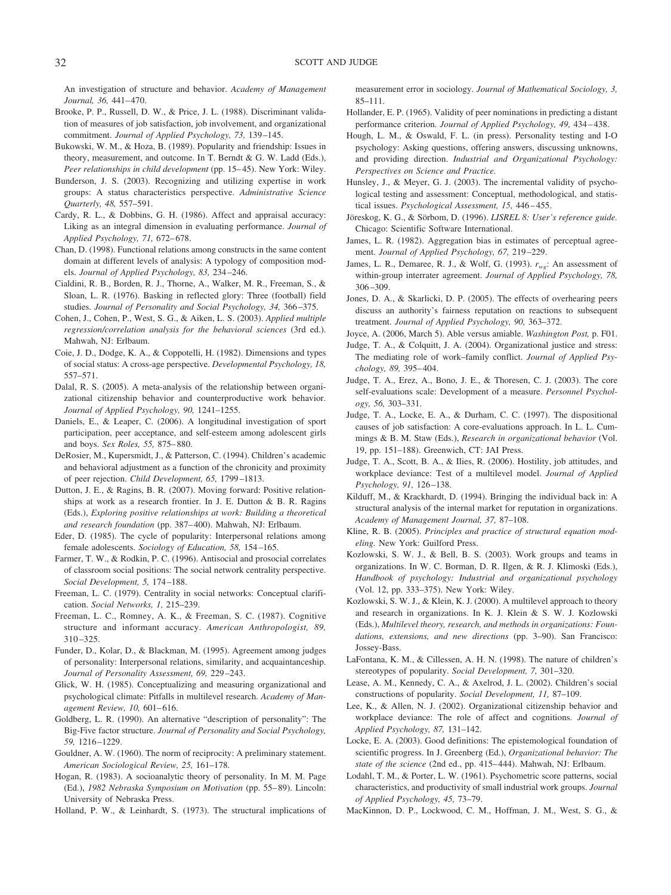An investigation of structure and behavior. *Academy of Management Journal, 36,* 441–470.

Brooke, P. P., Russell, D. W., & Price, J. L. (1988). Discriminant validation of measures of job satisfaction, job involvement, and organizational commitment. *Journal of Applied Psychology, 73,* 139–145.

Bukowski, W. M., & Hoza, B. (1989). Popularity and friendship: Issues in theory, measurement, and outcome. In T. Berndt & G. W. Ladd (Eds.), *Peer relationships in child development* (pp. 15–45). New York: Wiley.

Bunderson, J. S. (2003). Recognizing and utilizing expertise in work groups: A status characteristics perspective. *Administrative Science Quarterly, 48,* 557–591.

Cardy, R. L., & Dobbins, G. H. (1986). Affect and appraisal accuracy: Liking as an integral dimension in evaluating performance. *Journal of Applied Psychology, 71,* 672–678.

Chan, D. (1998). Functional relations among constructs in the same content domain at different levels of analysis: A typology of composition models. *Journal of Applied Psychology, 83,* 234–246.

Cialdini, R. B., Borden, R. J., Thorne, A., Walker, M. R., Freeman, S., & Sloan, L. R. (1976). Basking in reflected glory: Three (football) field studies. *Journal of Personality and Social Psychology, 34,* 366–375.

Cohen, J., Cohen, P., West, S. G., & Aiken, L. S. (2003). *Applied multiple regression/correlation analysis for the behavioral sciences* (3rd ed.). Mahwah, NJ: Erlbaum.

Coie, J. D., Dodge, K. A., & Coppotelli, H. (1982). Dimensions and types of social status: A cross-age perspective. *Developmental Psychology, 18,* 557–571.

Dalal, R. S. (2005). A meta-analysis of the relationship between organizational citizenship behavior and counterproductive work behavior. *Journal of Applied Psychology, 90,* 1241–1255.

Daniels, E., & Leaper, C. (2006). A longitudinal investigation of sport participation, peer acceptance, and self-esteem among adolescent girls and boys. *Sex Roles, 55,* 875–880.

DeRosier, M., Kupersmidt, J., & Patterson, C. (1994). Children's academic and behavioral adjustment as a function of the chronicity and proximity of peer rejection. *Child Development, 65,* 1799–1813.

Dutton, J. E., & Ragins, B. R. (2007). Moving forward: Positive relationships at work as a research frontier. In J. E. Dutton & B. R. Ragins (Eds.), *Exploring positive relationships at work: Building a theoretical and research foundation* (pp. 387–400). Mahwah, NJ: Erlbaum.

Eder, D. (1985). The cycle of popularity: Interpersonal relations among female adolescents. *Sociology of Education, 58,* 154–165.

Farmer, T. W., & Rodkin, P. C. (1996). Antisocial and prosocial correlates of classroom social positions: The social network centrality perspective. *Social Development, 5,* 174–188.

Freeman, L. C. (1979). Centrality in social networks: Conceptual clarification. *Social Networks, 1,* 215–239.

Freeman, L. C., Romney, A. K., & Freeman, S. C. (1987). Cognitive structure and informant accuracy. *American Anthropologist, 89,* 310–325.

Funder, D., Kolar, D., & Blackman, M. (1995). Agreement among judges of personality: Interpersonal relations, similarity, and acquaintanceship. *Journal of Personality Assessment, 69,* 229–243.

Glick, W. H. (1985). Conceptualizing and measuring organizational and psychological climate: Pitfalls in multilevel research. *Academy of Management Review, 10,* 601–616.

Goldberg, L. R. (1990). An alternative "description of personality": The Big-Five factor structure. *Journal of Personality and Social Psychology, 59,* 1216–1229.

Gouldner, A. W. (1960). The norm of reciprocity: A preliminary statement. *American Sociological Review, 25,* 161–178.

Hogan, R. (1983). A socioanalytic theory of personality. In M. M. Page (Ed.), *1982 Nebraska Symposium on Motivation* (pp. 55–89). Lincoln: University of Nebraska Press.

Holland, P. W., & Leinhardt, S. (1973). The structural implications of measurement error in sociology. *Journal of Mathematical Sociology, 3,* 85–111.

Hollander, E. P. (1965). Validity of peer nominations in predicting a distant performance criterion. *Journal of Applied Psychology, 49,* 434–438.

Hough, L. M., & Oswald, F. L. (in press). Personality testing and I-O psychology: Asking questions, offering answers, discussing unknowns, and providing direction. *Industrial and Organizational Psychology: Perspectives on Science and Practice.*

Hunsley, J., & Meyer, G. J. (2003). The incremental validity of psychological testing and assessment: Conceptual, methodological, and statistical issues. *Psychological Assessment, 15,* 446–455.

Jöreskog, K. G., & Sörbom, D. (1996). *LISREL 8: User's reference guide.* Chicago: Scientific Software International.

James, L. R. (1982). Aggregation bias in estimates of perceptual agreement. *Journal of Applied Psychology, 67,* 219–229.

James, L. R., Demaree, R. J., & Wolf, G. (1993). $r_{wg}$: An assessment of within-group interrater agreement. *Journal of Applied Psychology, 78,* 306–309.

Jones, D. A., & Skarlicki, D. P. (2005). The effects of overhearing peers discuss an authority's fairness reputation on reactions to subsequent treatment. *Journal of Applied Psychology, 90,* 363–372.

Joyce, A. (2006, March 5). Able versus amiable. *Washington Post,* p. F01.

Judge, T. A., & Colquitt, J. A. (2004). Organizational justice and stress: The mediating role of work–family conflict. *Journal of Applied Psychology, 89,* 395–404.

Judge, T. A., Erez, A., Bono, J. E., & Thoresen, C. J. (2003). The core self-evaluations scale: Development of a measure. *Personnel Psychology, 56,* 303–331.

Judge, T. A., Locke, E. A., & Durham, C. C. (1997). The dispositional causes of job satisfaction: A core-evaluations approach. In L. L. Cummings & B. M. Staw (Eds.), *Research in organizational behavior* (Vol. 19, pp. 151–188). Greenwich, CT: JAI Press.

Judge, T. A., Scott, B. A., & Ilies, R. (2006). Hostility, job attitudes, and workplace deviance: Test of a multilevel model. *Journal of Applied Psychology, 91,* 126–138.

Kilduff, M., & Krackhardt, D. (1994). Bringing the individual back in: A structural analysis of the internal market for reputation in organizations. *Academy of Management Journal, 37,* 87–108.

Kline, R. B. (2005). *Principles and practice of structural equation modeling.* New York: Guilford Press.

Kozlowski, S. W. J., & Bell, B. S. (2003). Work groups and teams in organizations. In W. C. Borman, D. R. Ilgen, & R. J. Klimoski (Eds.), *Handbook of psychology: Industrial and organizational psychology* (Vol. 12, pp. 333–375). New York: Wiley.

Kozlowski, S. W. J., & Klein, K. J. (2000). A multilevel approach to theory and research in organizations. In K. J. Klein & S. W. J. Kozlowski (Eds.), *Multilevel theory, research, and methods in organizations: Foundations, extensions, and new directions* (pp. 3–90). San Francisco: Jossey-Bass.

LaFontana, K. M., & Cillessen, A. H. N. (1998). The nature of children's stereotypes of popularity. *Social Development, 7,* 301–320.

Lease, A. M., Kennedy, C. A., & Axelrod, J. L. (2002). Children's social constructions of popularity. *Social Development, 11,* 87–109.

Lee, K., & Allen, N. J. (2002). Organizational citizenship behavior and workplace deviance: The role of affect and cognitions. *Journal of Applied Psychology, 87,* 131–142.

Locke, E. A. (2003). Good definitions: The epistemological foundation of scientific progress. In J. Greenberg (Ed.), *Organizational behavior: The state of the science* (2nd ed., pp. 415–444). Mahwah, NJ: Erlbaum.

Lodahl, T. M., & Porter, L. W. (1961). Psychometric score patterns, social characteristics, and productivity of small industrial work groups. *Journal of Applied Psychology, 45,* 73–79.

MacKinnon, D. P., Lockwood, C. M., Hoffman, J. M., West, S. G., &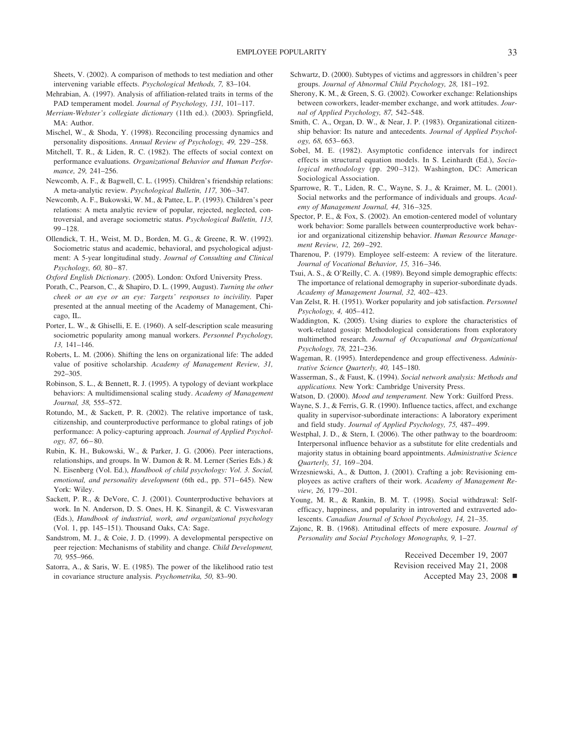Sheets, V. (2002). A comparison of methods to test mediation and other intervening variable effects. *Psychological Methods, 7,* 83–104.

Mehrabian, A. (1997). Analysis of affiliation-related traits in terms of the PAD temperament model. *Journal of Psychology, 131,* 101–117.

*Merriam-Webster's collegiate dictionary* (11th ed.). (2003). Springfield, MA: Author.

Mischel, W., & Shoda, Y. (1998). Reconciling processing dynamics and personality dispositions. *Annual Review of Psychology, 49,* 229–258.

Mitchell, T. R., & Liden, R. C. (1982). The effects of social context on performance evaluations. *Organizational Behavior and Human Performance, 29,* 241–256.

Newcomb, A. F., & Bagwell, C. L. (1995). Children's friendship relations: A meta-analytic review. *Psychological Bulletin, 117,* 306–347.

Newcomb, A. F., Bukowski, W. M., & Pattee, L. P. (1993). Children's peer relations: A meta analytic review of popular, rejected, neglected, controversial, and average sociometric status. *Psychological Bulletin, 113,* 99–128.

Ollendick, T. H., Weist, M. D., Borden, M. G., & Greene, R. W. (1992). Sociometric status and academic, behavioral, and psychological adjustment: A 5-year longitudinal study. *Journal of Consulting and Clinical Psychology, 60,* 80–87.

*Oxford English Dictionary*. (2005). London: Oxford University Press.

Porath, C., Pearson, C., & Shapiro, D. L. (1999, August). *Turning the other cheek or an eye or an eye: Targets' responses to incivility.* Paper presented at the annual meeting of the Academy of Management, Chicago, IL.

Porter, L. W., & Ghiselli, E. E. (1960). A self-description scale measuring sociometric popularity among manual workers. *Personnel Psychology, 13,* 141–146.

Roberts, L. M. (2006). Shifting the lens on organizational life: The added value of positive scholarship. *Academy of Management Review, 31,* 292–305.

Robinson, S. L., & Bennett, R. J. (1995). A typology of deviant workplace behaviors: A multidimensional scaling study. *Academy of Management Journal, 38,* 555–572.

Rotundo, M., & Sackett, P. R. (2002). The relative importance of task, citizenship, and counterproductive performance to global ratings of job performance: A policy-capturing approach. *Journal of Applied Psychology, 87,* 66–80.

Rubin, K. H., Bukowski, W., & Parker, J. G. (2006). Peer interactions, relationships, and groups. In W. Damon & R. M. Lerner (Series Eds.) & N. Eisenberg (Vol. Ed.), *Handbook of child psychology: Vol. 3. Social, emotional, and personality development* (6th ed., pp. 571–645). New York: Wiley.

Sackett, P. R., & DeVore, C. J. (2001). Counterproductive behaviors at work. In N. Anderson, D. S. Ones, H. K. Sinangil, & C. Viswesvaran (Eds.), *Handbook of industrial, work, and organizational psychology* (Vol. 1, pp. 145–151). Thousand Oaks, CA: Sage.

Sandstrom, M. J., & Coie, J. D. (1999). A developmental perspective on peer rejection: Mechanisms of stability and change. *Child Development, 70,* 955–966.

Satorra, A., & Saris, W. E. (1985). The power of the likelihood ratio test in covariance structure analysis. *Psychometrika, 50,* 83–90.

Schwartz, D. (2000). Subtypes of victims and aggressors in children's peer groups. *Journal of Abnormal Child Psychology, 28,* 181–192.

Sherony, K. M., & Green, S. G. (2002). Coworker exchange: Relationships between coworkers, leader-member exchange, and work attitudes. *Journal of Applied Psychology, 87,* 542–548.

Smith, C. A., Organ, D. W., & Near, J. P. (1983). Organizational citizenship behavior: Its nature and antecedents. *Journal of Applied Psychology, 68,* 653–663.

Sobel, M. E. (1982). Asymptotic confidence intervals for indirect effects in structural equation models. In S. Leinhardt (Ed.), *Sociological methodology* (pp. 290–312). Washington, DC: American Sociological Association.

Sparrowe, R. T., Liden, R. C., Wayne, S. J., & Kraimer, M. L. (2001). Social networks and the performance of individuals and groups. *Academy of Management Journal, 44,* 316–325.

Spector, P. E., & Fox, S. (2002). An emotion-centered model of voluntary work behavior: Some parallels between counterproductive work behavior and organizational citizenship behavior. *Human Resource Management Review, 12,* 269–292.

Tharenou, P. (1979). Employee self-esteem: A review of the literature. *Journal of Vocational Behavior, 15,* 316–346.

Tsui, A. S., & O'Reilly, C. A. (1989). Beyond simple demographic effects: The importance of relational demography in superior-subordinate dyads. *Academy of Management Journal, 32,* 402–423.

Van Zelst, R. H. (1951). Worker popularity and job satisfaction. *Personnel Psychology, 4,* 405–412.

Waddington, K. (2005). Using diaries to explore the characteristics of work-related gossip: Methodological considerations from exploratory multimethod research. *Journal of Occupational and Organizational Psychology, 78,* 221–236.

Wageman, R. (1995). Interdependence and group effectiveness. *Administrative Science Quarterly, 40,* 145–180.

Wasserman, S., & Faust, K. (1994). *Social network analysis: Methods and applications.* New York: Cambridge University Press.

Watson, D. (2000). *Mood and temperament.* New York: Guilford Press.

Wayne, S. J., & Ferris, G. R. (1990). Influence tactics, affect, and exchange quality in supervisor-subordinate interactions: A laboratory experiment and field study. *Journal of Applied Psychology, 75,* 487–499.

Westphal, J. D., & Stern, I. (2006). The other pathway to the boardroom: Interpersonal influence behavior as a substitute for elite credentials and majority status in obtaining board appointments. *Administrative Science Quarterly, 51,* 169–204.

Wrzesniewski, A., & Dutton, J. (2001). Crafting a job: Revisioning employees as active crafters of their work. *Academy of Management Review, 26,* 179–201.

Young, M. R., & Rankin, B. M. T. (1998). Social withdrawal: Self-efficacy, happiness, and popularity in introverted and extraverted adolescents. *Canadian Journal of School Psychology, 14,* 21–35.

Zajonc, R. B. (1968). Attitudinal effects of mere exposure. *Journal of Personality and Social Psychology Monographs, 9,* 1–27.

Received December 19, 2007
Revision received May 21, 2008
Accepted May 23, 2008 ■